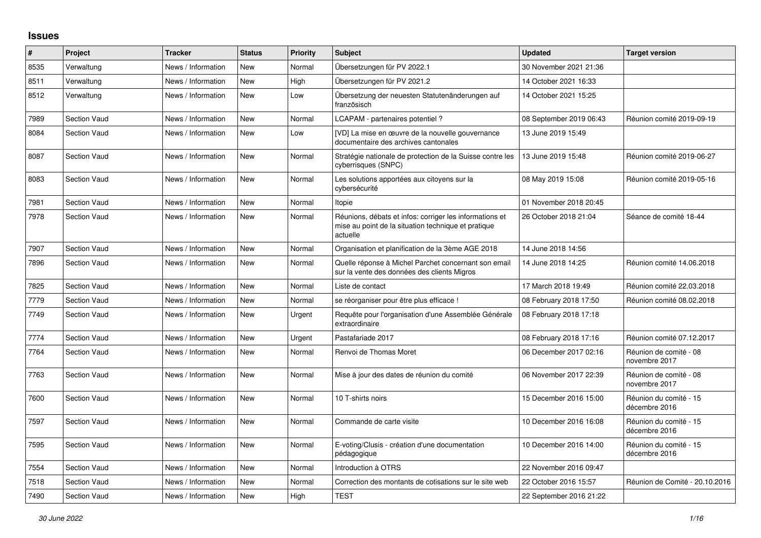## Issues

| # | Project | Tracker | Status | Priority | Subject | Updated | Target version |
|---|---|---|---|---|---|---|---|
| 8535 | Verwaltung | News / Information | New | Normal | Übersetzungen für PV 2022.1 | 30 November 2021 21:36 | |
| 8511 | Verwaltung | News / Information | New | High | Übersetzungen für PV 2021.2 | 14 October 2021 16:33 | |
| 8512 | Verwaltung | News / Information | New | Low | Übersetzung der neuesten Statutenänderungen auf französisch | 14 October 2021 15:25 | |
| 7989 | Section Vaud | News / Information | New | Normal | LCAPAM - partenaires potentiel ? | 08 September 2019 06:43 | Réunion comité 2019-09-19 |
| 8084 | Section Vaud | News / Information | New | Low | [VD] La mise en œuvre de la nouvelle gouvernance documentaire des archives cantonales | 13 June 2019 15:49 | |
| 8087 | Section Vaud | News / Information | New | Normal | Stratégie nationale de protection de la Suisse contre les cyberrisques (SNPC) | 13 June 2019 15:48 | Réunion comité 2019-06-27 |
| 8083 | Section Vaud | News / Information | New | Normal | Les solutions apportées aux citoyens sur la cybersécurité | 08 May 2019 15:08 | Réunion comité 2019-05-16 |
| 7981 | Section Vaud | News / Information | New | Normal | Itopie | 01 November 2018 20:45 | |
| 7978 | Section Vaud | News / Information | New | Normal | Réunions, débats et infos: corriger les informations et mise au point de la situation technique et pratique actuelle | 26 October 2018 21:04 | Séance de comité 18-44 |
| 7907 | Section Vaud | News / Information | New | Normal | Organisation et planification de la 3ème AGE 2018 | 14 June 2018 14:56 | |
| 7896 | Section Vaud | News / Information | New | Normal | Quelle réponse à Michel Parchet concernant son email sur la vente des données des clients Migros | 14 June 2018 14:25 | Réunion comité 14.06.2018 |
| 7825 | Section Vaud | News / Information | New | Normal | Liste de contact | 17 March 2018 19:49 | Réunion comité 22.03.2018 |
| 7779 | Section Vaud | News / Information | New | Normal | se réorganiser pour être plus efficace ! | 08 February 2018 17:50 | Réunion comité 08.02.2018 |
| 7749 | Section Vaud | News / Information | New | Urgent | Requête pour l'organisation d'une Assemblée Générale extraordinaire | 08 February 2018 17:18 | |
| 7774 | Section Vaud | News / Information | New | Urgent | Pastafariade 2017 | 08 February 2018 17:16 | Réunion comité 07.12.2017 |
| 7764 | Section Vaud | News / Information | New | Normal | Renvoi de Thomas Moret | 06 December 2017 02:16 | Réunion de comité - 08 novembre 2017 |
| 7763 | Section Vaud | News / Information | New | Normal | Mise à jour des dates de réunion du comité | 06 November 2017 22:39 | Réunion de comité - 08 novembre 2017 |
| 7600 | Section Vaud | News / Information | New | Normal | 10 T-shirts noirs | 15 December 2016 15:00 | Réunion du comité - 15 décembre 2016 |
| 7597 | Section Vaud | News / Information | New | Normal | Commande de carte visite | 10 December 2016 16:08 | Réunion du comité - 15 décembre 2016 |
| 7595 | Section Vaud | News / Information | New | Normal | E-voting/Clusis - création d'une documentation pédagogique | 10 December 2016 14:00 | Réunion du comité - 15 décembre 2016 |
| 7554 | Section Vaud | News / Information | New | Normal | Introduction à OTRS | 22 November 2016 09:47 | |
| 7518 | Section Vaud | News / Information | New | Normal | Correction des montants de cotisations sur le site web | 22 October 2016 15:57 | Réunion de Comité - 20.10.2016 |
| 7490 | Section Vaud | News / Information | New | High | TEST | 22 September 2016 21:22 | |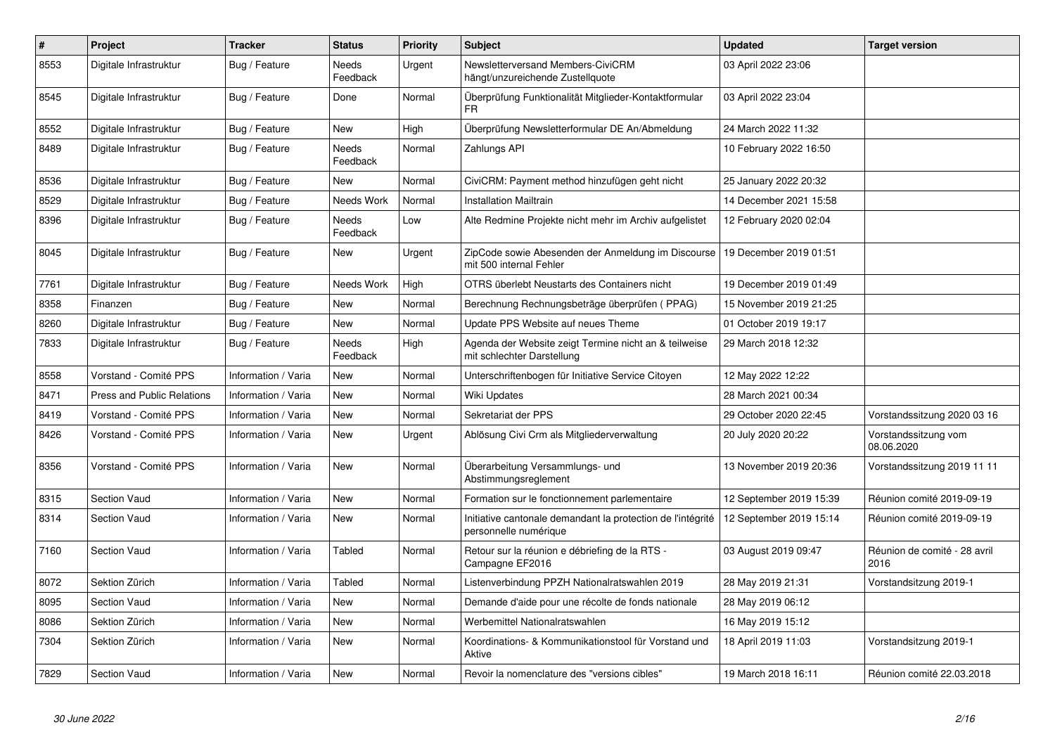| # | Project | Tracker | Status | Priority | Subject | Updated | Target version |
|---|---|---|---|---|---|---|---|
| 8553 | Digitale Infrastruktur | Bug / Feature | Needs Feedback | Urgent | Newsletterversand Members-CiviCRM hängt/unzureichende Zustellquote | 03 April 2022 23:06 | |
| 8545 | Digitale Infrastruktur | Bug / Feature | Done | Normal | Überprüfung Funktionalität Mitglieder-Kontaktformular FR | 03 April 2022 23:04 | |
| 8552 | Digitale Infrastruktur | Bug / Feature | New | High | Überprüfung Newsletterformular DE An/Abmeldung | 24 March 2022 11:32 | |
| 8489 | Digitale Infrastruktur | Bug / Feature | Needs Feedback | Normal | Zahlungs API | 10 February 2022 16:50 | |
| 8536 | Digitale Infrastruktur | Bug / Feature | New | Normal | CiviCRM: Payment method hinzufügen geht nicht | 25 January 2022 20:32 | |
| 8529 | Digitale Infrastruktur | Bug / Feature | Needs Work | Normal | Installation Mailtrain | 14 December 2021 15:58 | |
| 8396 | Digitale Infrastruktur | Bug / Feature | Needs Feedback | Low | Alte Redmine Projekte nicht mehr im Archiv aufgelistet | 12 February 2020 02:04 | |
| 8045 | Digitale Infrastruktur | Bug / Feature | New | Urgent | ZipCode sowie Abesenden der Anmeldung im Discourse mit 500 internal Fehler | 19 December 2019 01:51 | |
| 7761 | Digitale Infrastruktur | Bug / Feature | Needs Work | High | OTRS überlebt Neustarts des Containers nicht | 19 December 2019 01:49 | |
| 8358 | Finanzen | Bug / Feature | New | Normal | Berechnung Rechnungsbeträge überprüfen ( PPAG) | 15 November 2019 21:25 | |
| 8260 | Digitale Infrastruktur | Bug / Feature | New | Normal | Update PPS Website auf neues Theme | 01 October 2019 19:17 | |
| 7833 | Digitale Infrastruktur | Bug / Feature | Needs Feedback | High | Agenda der Website zeigt Termine nicht an & teilweise mit schlechter Darstellung | 29 March 2018 12:32 | |
| 8558 | Vorstand - Comité PPS | Information / Varia | New | Normal | Unterschriftenbogen für Initiative Service Citoyen | 12 May 2022 12:22 | |
| 8471 | Press and Public Relations | Information / Varia | New | Normal | Wiki Updates | 28 March 2021 00:34 | |
| 8419 | Vorstand - Comité PPS | Information / Varia | New | Normal | Sekretariat der PPS | 29 October 2020 22:45 | Vorstandssitzung 2020 03 16 |
| 8426 | Vorstand - Comité PPS | Information / Varia | New | Urgent | Ablösung Civi Crm als Mitgliederverwaltung | 20 July 2020 20:22 | Vorstandssitzung vom 08.06.2020 |
| 8356 | Vorstand - Comité PPS | Information / Varia | New | Normal | Überarbeitung Versammlungs- und Abstimmungsreglement | 13 November 2019 20:36 | Vorstandssitzung 2019 11 11 |
| 8315 | Section Vaud | Information / Varia | New | Normal | Formation sur le fonctionnement parlementaire | 12 September 2019 15:39 | Réunion comité 2019-09-19 |
| 8314 | Section Vaud | Information / Varia | New | Normal | Initiative cantonale demandant la protection de l'intégrité personnelle numérique | 12 September 2019 15:14 | Réunion comité 2019-09-19 |
| 7160 | Section Vaud | Information / Varia | Tabled | Normal | Retour sur la réunion e débriefing de la RTS - Campagne EF2016 | 03 August 2019 09:47 | Réunion de comité - 28 avril 2016 |
| 8072 | Sektion Zürich | Information / Varia | Tabled | Normal | Listenverbindung PPZH Nationalratswahlen 2019 | 28 May 2019 21:31 | Vorstandsitzung 2019-1 |
| 8095 | Section Vaud | Information / Varia | New | Normal | Demande d'aide pour une récolte de fonds nationale | 28 May 2019 06:12 | |
| 8086 | Sektion Zürich | Information / Varia | New | Normal | Werbemittel Nationalratswahlen | 16 May 2019 15:12 | |
| 7304 | Sektion Zürich | Information / Varia | New | Normal | Koordinations- & Kommunikationstool für Vorstand und Aktive | 18 April 2019 11:03 | Vorstandsitzung 2019-1 |
| 7829 | Section Vaud | Information / Varia | New | Normal | Revoir la nomenclature des "versions cibles" | 19 March 2018 16:11 | Réunion comité 22.03.2018 |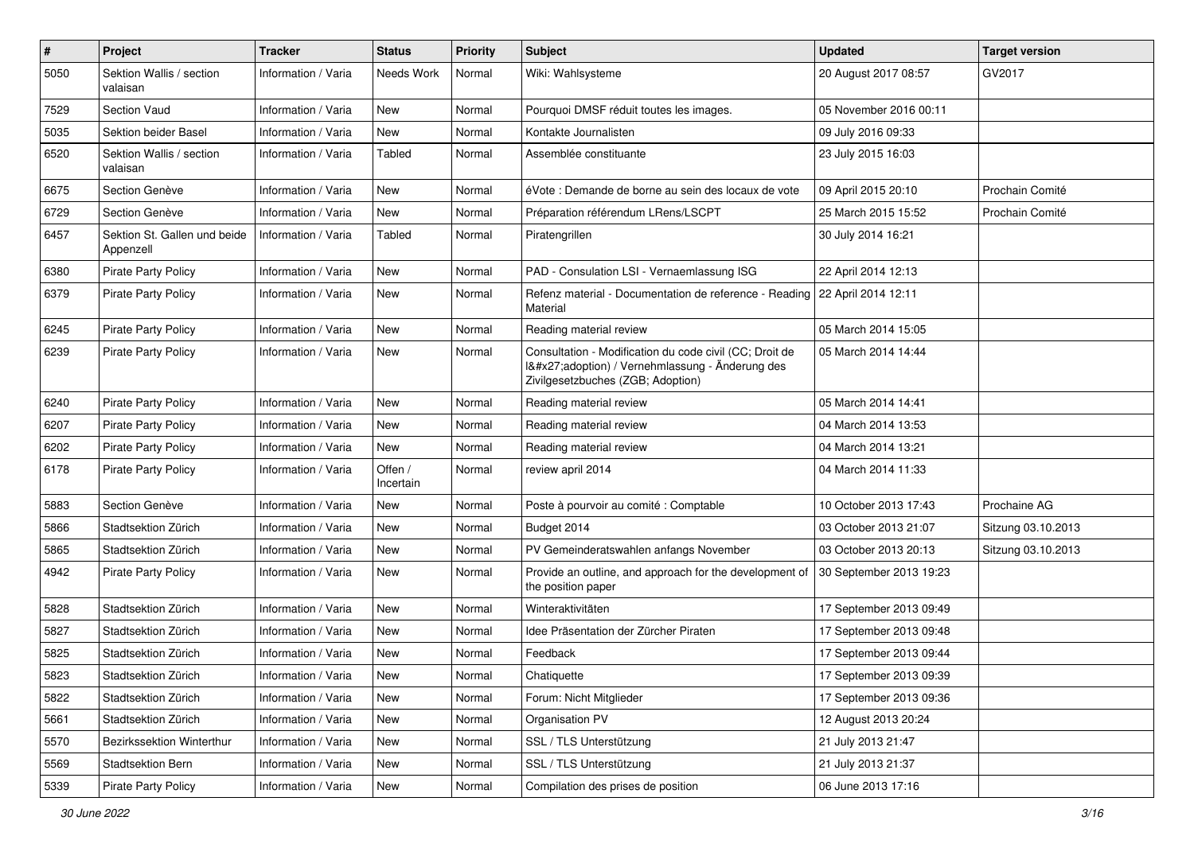| # | Project | Tracker | Status | Priority | Subject | Updated | Target version |
|---|---|---|---|---|---|---|---|
| 5050 | Sektion Wallis / section valaisan | Information / Varia | Needs Work | Normal | Wiki: Wahlsysteme | 20 August 2017 08:57 | GV2017 |
| 7529 | Section Vaud | Information / Varia | New | Normal | Pourquoi DMSF réduit toutes les images. | 05 November 2016 00:11 | |
| 5035 | Sektion beider Basel | Information / Varia | New | Normal | Kontakte Journalisten | 09 July 2016 09:33 | |
| 6520 | Sektion Wallis / section valaisan | Information / Varia | Tabled | Normal | Assemblée constituante | 23 July 2015 16:03 | |
| 6675 | Section Genève | Information / Varia | New | Normal | éVote : Demande de borne au sein des locaux de vote | 09 April 2015 20:10 | Prochain Comité |
| 6729 | Section Genève | Information / Varia | New | Normal | Préparation référendum LRens/LSCPT | 25 March 2015 15:52 | Prochain Comité |
| 6457 | Sektion St. Gallen und beide Appenzell | Information / Varia | Tabled | Normal | Piratengrillen | 30 July 2014 16:21 | |
| 6380 | Pirate Party Policy | Information / Varia | New | Normal | PAD - Consulation LSI - Vernaemlassung ISG | 22 April 2014 12:13 | |
| 6379 | Pirate Party Policy | Information / Varia | New | Normal | Refenz material - Documentation de reference - Reading Material | 22 April 2014 12:11 | |
| 6245 | Pirate Party Policy | Information / Varia | New | Normal | Reading material review | 05 March 2014 15:05 | |
| 6239 | Pirate Party Policy | Information / Varia | New | Normal | Consultation - Modification du code civil (CC; Droit de l&#x27;adoption) / Vernehmlassung - Änderung des Zivilgesetzbuches (ZGB; Adoption) | 05 March 2014 14:44 | |
| 6240 | Pirate Party Policy | Information / Varia | New | Normal | Reading material review | 05 March 2014 14:41 | |
| 6207 | Pirate Party Policy | Information / Varia | New | Normal | Reading material review | 04 March 2014 13:53 | |
| 6202 | Pirate Party Policy | Information / Varia | New | Normal | Reading material review | 04 March 2014 13:21 | |
| 6178 | Pirate Party Policy | Information / Varia | Offen / Incertain | Normal | review april 2014 | 04 March 2014 11:33 | |
| 5883 | Section Genève | Information / Varia | New | Normal | Poste à pourvoir au comité : Comptable | 10 October 2013 17:43 | Prochaine AG |
| 5866 | Stadtsektion Zürich | Information / Varia | New | Normal | Budget 2014 | 03 October 2013 21:07 | Sitzung 03.10.2013 |
| 5865 | Stadtsektion Zürich | Information / Varia | New | Normal | PV Gemeinderatswahlen anfangs November | 03 October 2013 20:13 | Sitzung 03.10.2013 |
| 4942 | Pirate Party Policy | Information / Varia | New | Normal | Provide an outline, and approach for the development of the position paper | 30 September 2013 19:23 | |
| 5828 | Stadtsektion Zürich | Information / Varia | New | Normal | Winteraktivitäten | 17 September 2013 09:49 | |
| 5827 | Stadtsektion Zürich | Information / Varia | New | Normal | Idee Präsentation der Zürcher Piraten | 17 September 2013 09:48 | |
| 5825 | Stadtsektion Zürich | Information / Varia | New | Normal | Feedback | 17 September 2013 09:44 | |
| 5823 | Stadtsektion Zürich | Information / Varia | New | Normal | Chatiquette | 17 September 2013 09:39 | |
| 5822 | Stadtsektion Zürich | Information / Varia | New | Normal | Forum: Nicht Mitglieder | 17 September 2013 09:36 | |
| 5661 | Stadtsektion Zürich | Information / Varia | New | Normal | Organisation PV | 12 August 2013 20:24 | |
| 5570 | Bezirkssektion Winterthur | Information / Varia | New | Normal | SSL / TLS Unterstützung | 21 July 2013 21:47 | |
| 5569 | Stadtsektion Bern | Information / Varia | New | Normal | SSL / TLS Unterstützung | 21 July 2013 21:37 | |
| 5339 | Pirate Party Policy | Information / Varia | New | Normal | Compilation des prises de position | 06 June 2013 17:16 | |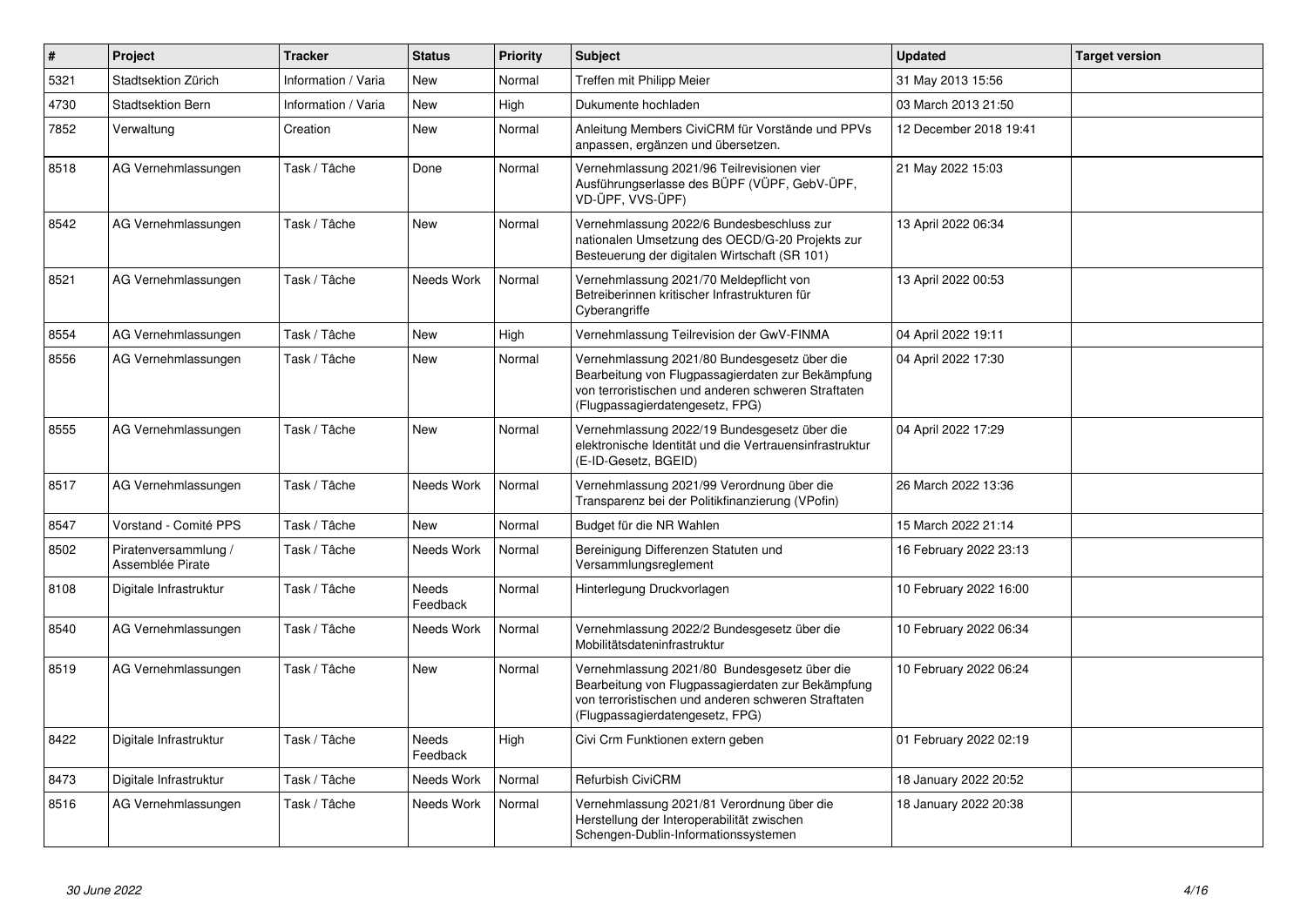| # | Project | Tracker | Status | Priority | Subject | Updated | Target version |
|---|---|---|---|---|---|---|---|
| 5321 | Stadtsektion Zürich | Information / Varia | New | Normal | Treffen mit Philipp Meier | 31 May 2013 15:56 | |
| 4730 | Stadtsektion Bern | Information / Varia | New | High | Dukumente hochladen | 03 March 2013 21:50 | |
| 7852 | Verwaltung | Creation | New | Normal | Anleitung Members CiviCRM für Vorstände und PPVs anpassen, ergänzen und übersetzen. | 12 December 2018 19:41 | |
| 8518 | AG Vernehmlassungen | Task / Tâche | Done | Normal | Vernehmlassung 2021/96 Teilrevisionen vier Ausführungserlasse des BÜPF (VÜPF, GebV-ÜPF, VD-ÜPF, VVS-ÜPF) | 21 May 2022 15:03 | |
| 8542 | AG Vernehmlassungen | Task / Tâche | New | Normal | Vernehmlassung 2022/6 Bundesbeschluss zur nationalen Umsetzung des OECD/G-20 Projekts zur Besteuerung der digitalen Wirtschaft (SR 101) | 13 April 2022 06:34 | |
| 8521 | AG Vernehmlassungen | Task / Tâche | Needs Work | Normal | Vernehmlassung 2021/70 Meldepflicht von Betreiberinnen kritischer Infrastrukturen für Cyberangriffe | 13 April 2022 00:53 | |
| 8554 | AG Vernehmlassungen | Task / Tâche | New | High | Vernehmlassung Teilrevision der GwV-FINMA | 04 April 2022 19:11 | |
| 8556 | AG Vernehmlassungen | Task / Tâche | New | Normal | Vernehmlassung 2021/80 Bundesgesetz über die Bearbeitung von Flugpassagierdaten zur Bekämpfung von terroristischen und anderen schweren Straftaten (Flugpassagierdatengesetz, FPG) | 04 April 2022 17:30 | |
| 8555 | AG Vernehmlassungen | Task / Tâche | New | Normal | Vernehmlassung 2022/19 Bundesgesetz über die elektronische Identität und die Vertrauensinfrastruktur (E-ID-Gesetz, BGEID) | 04 April 2022 17:29 | |
| 8517 | AG Vernehmlassungen | Task / Tâche | Needs Work | Normal | Vernehmlassung 2021/99 Verordnung über die Transparenz bei der Politikfinanzierung (VPofin) | 26 March 2022 13:36 | |
| 8547 | Vorstand - Comité PPS | Task / Tâche | New | Normal | Budget für die NR Wahlen | 15 March 2022 21:14 | |
| 8502 | Piratenversammlung / Assemblée Pirate | Task / Tâche | Needs Work | Normal | Bereinigung Differenzen Statuten und Versammlungsreglement | 16 February 2022 23:13 | |
| 8108 | Digitale Infrastruktur | Task / Tâche | Needs Feedback | Normal | Hinterlegung Druckvorlagen | 10 February 2022 16:00 | |
| 8540 | AG Vernehmlassungen | Task / Tâche | Needs Work | Normal | Vernehmlassung 2022/2 Bundesgesetz über die Mobilitätsdateninfrastruktur | 10 February 2022 06:34 | |
| 8519 | AG Vernehmlassungen | Task / Tâche | New | Normal | Vernehmlassung 2021/80 Bundesgesetz über die Bearbeitung von Flugpassagierdaten zur Bekämpfung von terroristischen und anderen schweren Straftaten (Flugpassagierdatengesetz, FPG) | 10 February 2022 06:24 | |
| 8422 | Digitale Infrastruktur | Task / Tâche | Needs Feedback | High | Civi Crm Funktionen extern geben | 01 February 2022 02:19 | |
| 8473 | Digitale Infrastruktur | Task / Tâche | Needs Work | Normal | Refurbish CiviCRM | 18 January 2022 20:52 | |
| 8516 | AG Vernehmlassungen | Task / Tâche | Needs Work | Normal | Vernehmlassung 2021/81 Verordnung über die Herstellung der Interoperabilität zwischen Schengen-Dublin-Informationssystemen | 18 January 2022 20:38 | |

*30 June 2022*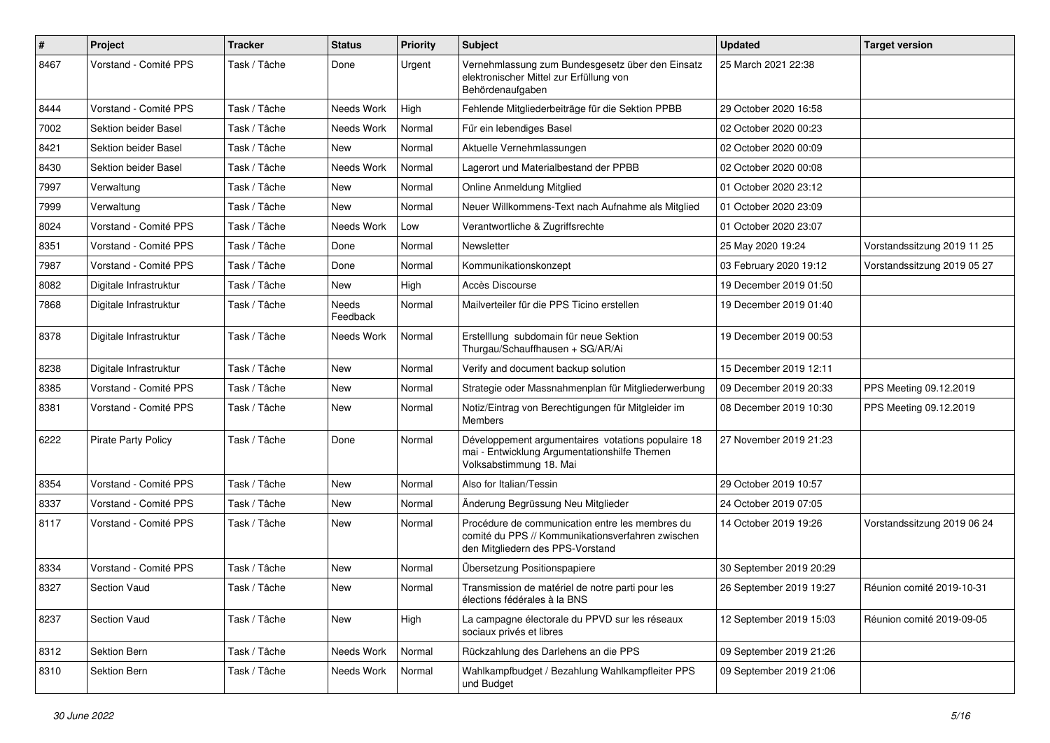| # | Project | Tracker | Status | Priority | Subject | Updated | Target version |
|---|---|---|---|---|---|---|---|
| 8467 | Vorstand - Comité PPS | Task / Tâche | Done | Urgent | Vernehmlassung zum Bundesgesetz über den Einsatz elektronischer Mittel zur Erfüllung von Behördenaufgaben | 25 March 2021 22:38 | |
| 8444 | Vorstand - Comité PPS | Task / Tâche | Needs Work | High | Fehlende Mitgliederbeiträge für die Sektion PPBB | 29 October 2020 16:58 | |
| 7002 | Sektion beider Basel | Task / Tâche | Needs Work | Normal | Für ein lebendiges Basel | 02 October 2020 00:23 | |
| 8421 | Sektion beider Basel | Task / Tâche | New | Normal | Aktuelle Vernehmlassungen | 02 October 2020 00:09 | |
| 8430 | Sektion beider Basel | Task / Tâche | Needs Work | Normal | Lagerort und Materialbestand der PPBB | 02 October 2020 00:08 | |
| 7997 | Verwaltung | Task / Tâche | New | Normal | Online Anmeldung Mitglied | 01 October 2020 23:12 | |
| 7999 | Verwaltung | Task / Tâche | New | Normal | Neuer Willkommens-Text nach Aufnahme als Mitglied | 01 October 2020 23:09 | |
| 8024 | Vorstand - Comité PPS | Task / Tâche | Needs Work | Low | Verantwortliche & Zugriffsrechte | 01 October 2020 23:07 | |
| 8351 | Vorstand - Comité PPS | Task / Tâche | Done | Normal | Newsletter | 25 May 2020 19:24 | Vorstandssitzung 2019 11 25 |
| 7987 | Vorstand - Comité PPS | Task / Tâche | Done | Normal | Kommunikationskonzept | 03 February 2020 19:12 | Vorstandssitzung 2019 05 27 |
| 8082 | Digitale Infrastruktur | Task / Tâche | New | High | Accès Discourse | 19 December 2019 01:50 | |
| 7868 | Digitale Infrastruktur | Task / Tâche | Needs Feedback | Normal | Mailverteiler für die PPS Ticino erstellen | 19 December 2019 01:40 | |
| 8378 | Digitale Infrastruktur | Task / Tâche | Needs Work | Normal | Erstelllung subdomain für neue Sektion Thurgau/Schauffhausen + SG/AR/Ai | 19 December 2019 00:53 | |
| 8238 | Digitale Infrastruktur | Task / Tâche | New | Normal | Verify and document backup solution | 15 December 2019 12:11 | |
| 8385 | Vorstand - Comité PPS | Task / Tâche | New | Normal | Strategie oder Massnahmenplan für Mitgliederwerbung | 09 December 2019 20:33 | PPS Meeting 09.12.2019 |
| 8381 | Vorstand - Comité PPS | Task / Tâche | New | Normal | Notiz/Eintrag von Berechtigungen für Mitgleider im Members | 08 December 2019 10:30 | PPS Meeting 09.12.2019 |
| 6222 | Pirate Party Policy | Task / Tâche | Done | Normal | Développement argumentaires votations populaire 18 mai - Entwicklung Argumentationshilfe Themen Volksabstimmung 18. Mai | 27 November 2019 21:23 | |
| 8354 | Vorstand - Comité PPS | Task / Tâche | New | Normal | Also for Italian/Tessin | 29 October 2019 10:57 | |
| 8337 | Vorstand - Comité PPS | Task / Tâche | New | Normal | Änderung Begrüssung Neu Mitglieder | 24 October 2019 07:05 | |
| 8117 | Vorstand - Comité PPS | Task / Tâche | New | Normal | Procédure de communication entre les membres du comité du PPS // Kommunikationsverfahren zwischen den Mitgliedern des PPS-Vorstand | 14 October 2019 19:26 | Vorstandssitzung 2019 06 24 |
| 8334 | Vorstand - Comité PPS | Task / Tâche | New | Normal | Übersetzung Positionspapiere | 30 September 2019 20:29 | |
| 8327 | Section Vaud | Task / Tâche | New | Normal | Transmission de matériel de notre parti pour les élections fédérales à la BNS | 26 September 2019 19:27 | Réunion comité 2019-10-31 |
| 8237 | Section Vaud | Task / Tâche | New | High | La campagne électorale du PPVD sur les réseaux sociaux privés et libres | 12 September 2019 15:03 | Réunion comité 2019-09-05 |
| 8312 | Sektion Bern | Task / Tâche | Needs Work | Normal | Rückzahlung des Darlehens an die PPS | 09 September 2019 21:26 | |
| 8310 | Sektion Bern | Task / Tâche | Needs Work | Normal | Wahlkampfbudget / Bezahlung Wahlkampfleiter PPS und Budget | 09 September 2019 21:06 | |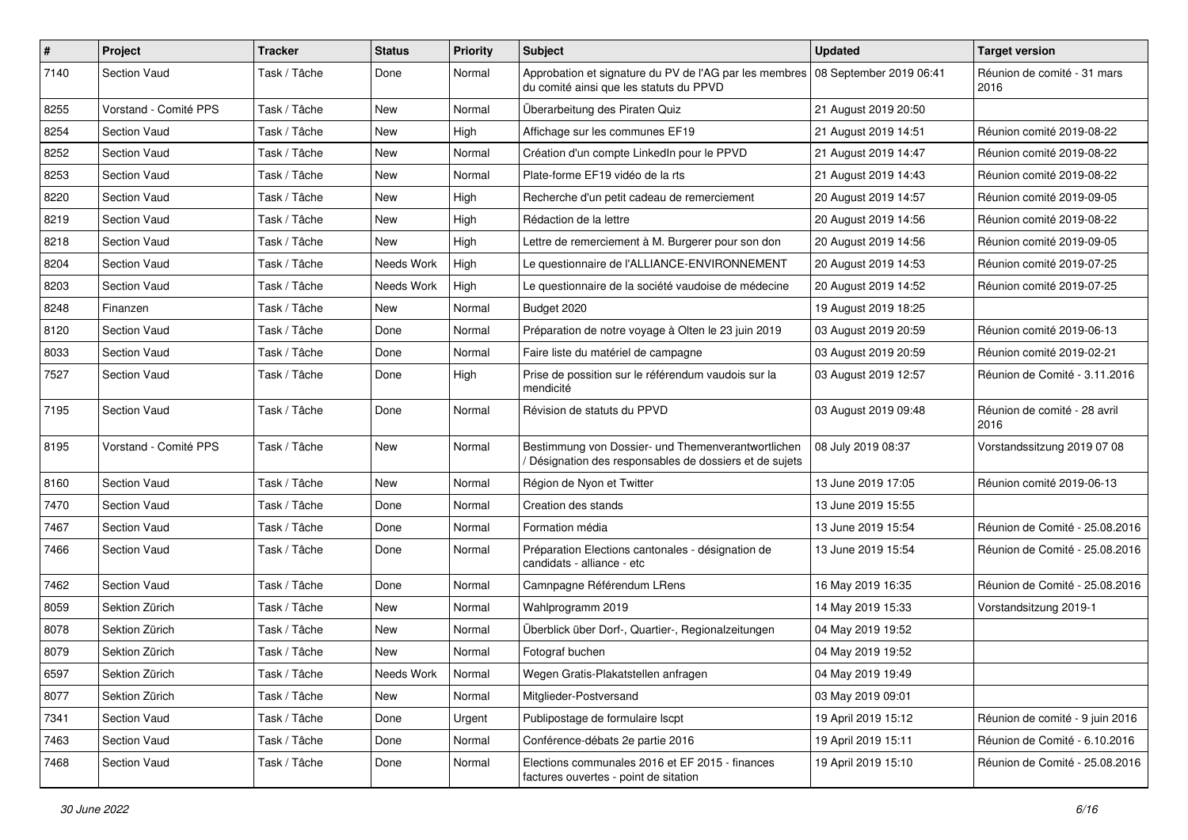| # | Project | Tracker | Status | Priority | Subject | Updated | Target version |
|---|---|---|---|---|---|---|---|
| 7140 | Section Vaud | Task / Tâche | Done | Normal | Approbation et signature du PV de l'AG par les membres du comité ainsi que les statuts du PPVD | 08 September 2019 06:41 | Réunion de comité - 31 mars 2016 |
| 8255 | Vorstand - Comité PPS | Task / Tâche | New | Normal | Überarbeitung des Piraten Quiz | 21 August 2019 20:50 | |
| 8254 | Section Vaud | Task / Tâche | New | High | Affichage sur les communes EF19 | 21 August 2019 14:51 | Réunion comité 2019-08-22 |
| 8252 | Section Vaud | Task / Tâche | New | Normal | Création d'un compte LinkedIn pour le PPVD | 21 August 2019 14:47 | Réunion comité 2019-08-22 |
| 8253 | Section Vaud | Task / Tâche | New | Normal | Plate-forme EF19 vidéo de la rts | 21 August 2019 14:43 | Réunion comité 2019-08-22 |
| 8220 | Section Vaud | Task / Tâche | New | High | Recherche d'un petit cadeau de remerciement | 20 August 2019 14:57 | Réunion comité 2019-09-05 |
| 8219 | Section Vaud | Task / Tâche | New | High | Rédaction de la lettre | 20 August 2019 14:56 | Réunion comité 2019-08-22 |
| 8218 | Section Vaud | Task / Tâche | New | High | Lettre de remerciement à M. Burgerer pour son don | 20 August 2019 14:56 | Réunion comité 2019-09-05 |
| 8204 | Section Vaud | Task / Tâche | Needs Work | High | Le questionnaire de l'ALLIANCE-ENVIRONNEMENT | 20 August 2019 14:53 | Réunion comité 2019-07-25 |
| 8203 | Section Vaud | Task / Tâche | Needs Work | High | Le questionnaire de la société vaudoise de médecine | 20 August 2019 14:52 | Réunion comité 2019-07-25 |
| 8248 | Finanzen | Task / Tâche | New | Normal | Budget 2020 | 19 August 2019 18:25 | |
| 8120 | Section Vaud | Task / Tâche | Done | Normal | Préparation de notre voyage à Olten le 23 juin 2019 | 03 August 2019 20:59 | Réunion comité 2019-06-13 |
| 8033 | Section Vaud | Task / Tâche | Done | Normal | Faire liste du matériel de campagne | 03 August 2019 20:59 | Réunion comité 2019-02-21 |
| 7527 | Section Vaud | Task / Tâche | Done | High | Prise de possition sur le référendum vaudois sur la mendicité | 03 August 2019 12:57 | Réunion de Comité - 3.11.2016 |
| 7195 | Section Vaud | Task / Tâche | Done | Normal | Révision de statuts du PPVD | 03 August 2019 09:48 | Réunion de comité - 28 avril 2016 |
| 8195 | Vorstand - Comité PPS | Task / Tâche | New | Normal | Bestimmung von Dossier- und Themenverantwortlichen / Désignation des responsables de dossiers et de sujets | 08 July 2019 08:37 | Vorstandssitzung 2019 07 08 |
| 8160 | Section Vaud | Task / Tâche | New | Normal | Région de Nyon et Twitter | 13 June 2019 17:05 | Réunion comité 2019-06-13 |
| 7470 | Section Vaud | Task / Tâche | Done | Normal | Creation des stands | 13 June 2019 15:55 | |
| 7467 | Section Vaud | Task / Tâche | Done | Normal | Formation média | 13 June 2019 15:54 | Réunion de Comité - 25.08.2016 |
| 7466 | Section Vaud | Task / Tâche | Done | Normal | Préparation Elections cantonales - désignation de candidats - alliance - etc | 13 June 2019 15:54 | Réunion de Comité - 25.08.2016 |
| 7462 | Section Vaud | Task / Tâche | Done | Normal | Camnpagne Référendum LRens | 16 May 2019 16:35 | Réunion de Comité - 25.08.2016 |
| 8059 | Sektion Zürich | Task / Tâche | New | Normal | Wahlprogramm 2019 | 14 May 2019 15:33 | Vorstandsitzung 2019-1 |
| 8078 | Sektion Zürich | Task / Tâche | New | Normal | Überblick über Dorf-, Quartier-, Regionalzeitungen | 04 May 2019 19:52 | |
| 8079 | Sektion Zürich | Task / Tâche | New | Normal | Fotograf buchen | 04 May 2019 19:52 | |
| 6597 | Sektion Zürich | Task / Tâche | Needs Work | Normal | Wegen Gratis-Plakatstellen anfragen | 04 May 2019 19:49 | |
| 8077 | Sektion Zürich | Task / Tâche | New | Normal | Mitglieder-Postversand | 03 May 2019 09:01 | |
| 7341 | Section Vaud | Task / Tâche | Done | Urgent | Publipostage de formulaire lscpt | 19 April 2019 15:12 | Réunion de comité - 9 juin 2016 |
| 7463 | Section Vaud | Task / Tâche | Done | Normal | Conférence-débats 2e partie 2016 | 19 April 2019 15:11 | Réunion de Comité - 6.10.2016 |
| 7468 | Section Vaud | Task / Tâche | Done | Normal | Elections communales 2016 et EF 2015 - finances factures ouvertes - point de sitation | 19 April 2019 15:10 | Réunion de Comité - 25.08.2016 |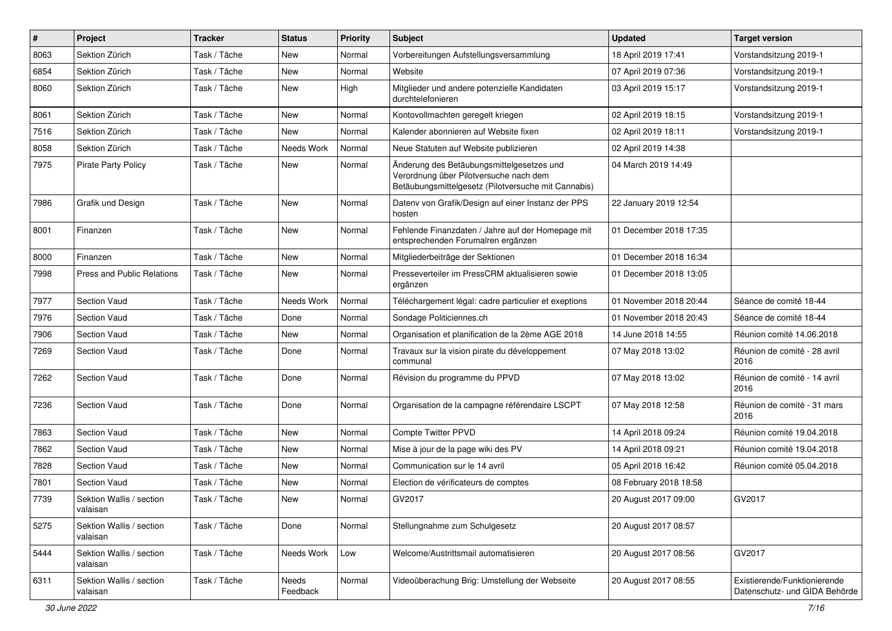| # | Project | Tracker | Status | Priority | Subject | Updated | Target version |
|---|---|---|---|---|---|---|---|
| 8063 | Sektion Zürich | Task / Tâche | New | Normal | Vorbereitungen Aufstellungsversammlung | 18 April 2019 17:41 | Vorstandsitzung 2019-1 |
| 6854 | Sektion Zürich | Task / Tâche | New | Normal | Website | 07 April 2019 07:36 | Vorstandsitzung 2019-1 |
| 8060 | Sektion Zürich | Task / Tâche | New | High | Mitglieder und andere potenzielle Kandidaten durchtelefonieren | 03 April 2019 15:17 | Vorstandsitzung 2019-1 |
| 8061 | Sektion Zürich | Task / Tâche | New | Normal | Kontovollmachten geregelt kriegen | 02 April 2019 18:15 | Vorstandsitzung 2019-1 |
| 7516 | Sektion Zürich | Task / Tâche | New | Normal | Kalender abonnieren auf Website fixen | 02 April 2019 18:11 | Vorstandsitzung 2019-1 |
| 8058 | Sektion Zürich | Task / Tâche | Needs Work | Normal | Neue Statuten auf Website publizieren | 02 April 2019 14:38 | |
| 7975 | Pirate Party Policy | Task / Tâche | New | Normal | Änderung des Betäubungsmittelgesetzes und Verordnung über Pilotversuche nach dem Betäubungsmittelgesetz (Pilotversuche mit Cannabis) | 04 March 2019 14:49 | |
| 7986 | Grafik und Design | Task / Tâche | New | Normal | Datenv von Grafik/Design auf einer Instanz der PPS hosten | 22 January 2019 12:54 | |
| 8001 | Finanzen | Task / Tâche | New | Normal | Fehlende Finanzdaten / Jahre auf der Homepage mit entsprechenden Forumalren ergänzen | 01 December 2018 17:35 | |
| 8000 | Finanzen | Task / Tâche | New | Normal | Mitgliederbeiträge der Sektionen | 01 December 2018 16:34 | |
| 7998 | Press and Public Relations | Task / Tâche | New | Normal | Presseverteiler im PressCRM aktualisieren sowie ergänzen | 01 December 2018 13:05 | |
| 7977 | Section Vaud | Task / Tâche | Needs Work | Normal | Téléchargement légal: cadre particulier et exeptions | 01 November 2018 20:44 | Séance de comité 18-44 |
| 7976 | Section Vaud | Task / Tâche | Done | Normal | Sondage Politiciennes.ch | 01 November 2018 20:43 | Séance de comité 18-44 |
| 7906 | Section Vaud | Task / Tâche | New | Normal | Organisation et planification de la 2ème AGE 2018 | 14 June 2018 14:55 | Réunion comité 14.06.2018 |
| 7269 | Section Vaud | Task / Tâche | Done | Normal | Travaux sur la vision pirate du développement communal | 07 May 2018 13:02 | Réunion de comité - 28 avril 2016 |
| 7262 | Section Vaud | Task / Tâche | Done | Normal | Révision du programme du PPVD | 07 May 2018 13:02 | Réunion de comité - 14 avril 2016 |
| 7236 | Section Vaud | Task / Tâche | Done | Normal | Organisation de la campagne référendaire LSCPT | 07 May 2018 12:58 | Réunion de comité - 31 mars 2016 |
| 7863 | Section Vaud | Task / Tâche | New | Normal | Compte Twitter PPVD | 14 April 2018 09:24 | Réunion comité 19.04.2018 |
| 7862 | Section Vaud | Task / Tâche | New | Normal | Mise à jour de la page wiki des PV | 14 April 2018 09:21 | Réunion comité 19.04.2018 |
| 7828 | Section Vaud | Task / Tâche | New | Normal | Communication sur le 14 avril | 05 April 2018 16:42 | Réunion comité 05.04.2018 |
| 7801 | Section Vaud | Task / Tâche | New | Normal | Election de vérificateurs de comptes | 08 February 2018 18:58 | |
| 7739 | Sektion Wallis / section valaisan | Task / Tâche | New | Normal | GV2017 | 20 August 2017 09:00 | GV2017 |
| 5275 | Sektion Wallis / section valaisan | Task / Tâche | Done | Normal | Stellungnahme zum Schulgesetz | 20 August 2017 08:57 | |
| 5444 | Sektion Wallis / section valaisan | Task / Tâche | Needs Work | Low | Welcome/Austrittsmail automatisieren | 20 August 2017 08:56 | GV2017 |
| 6311 | Sektion Wallis / section valaisan | Task / Tâche | Needs Feedback | Normal | Videoüberachung Brig: Umstellung der Webseite | 20 August 2017 08:55 | Existierende/Funktionierende Datenschutz- und GIDA Behörde |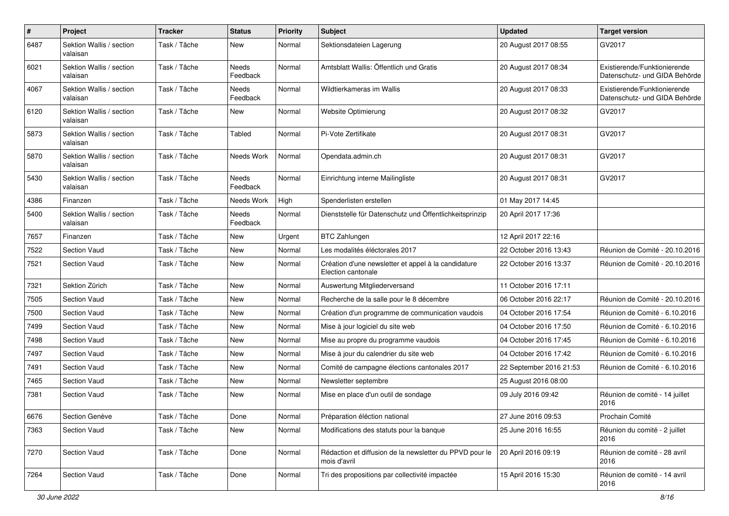| # | Project | Tracker | Status | Priority | Subject | Updated | Target version |
|---|---|---|---|---|---|---|---|
| 6487 | Sektion Wallis / section valaisan | Task / Tâche | New | Normal | Sektionsdateien Lagerung | 20 August 2017 08:55 | GV2017 |
| 6021 | Sektion Wallis / section valaisan | Task / Tâche | Needs Feedback | Normal | Amtsblatt Wallis: Öffentlich und Gratis | 20 August 2017 08:34 | Existierende/Funktionierende Datenschutz- und GIDA Behörde |
| 4067 | Sektion Wallis / section valaisan | Task / Tâche | Needs Feedback | Normal | Wildtierkameras im Wallis | 20 August 2017 08:33 | Existierende/Funktionierende Datenschutz- und GIDA Behörde |
| 6120 | Sektion Wallis / section valaisan | Task / Tâche | New | Normal | Website Optimierung | 20 August 2017 08:32 | GV2017 |
| 5873 | Sektion Wallis / section valaisan | Task / Tâche | Tabled | Normal | Pi-Vote Zertifikate | 20 August 2017 08:31 | GV2017 |
| 5870 | Sektion Wallis / section valaisan | Task / Tâche | Needs Work | Normal | Opendata.admin.ch | 20 August 2017 08:31 | GV2017 |
| 5430 | Sektion Wallis / section valaisan | Task / Tâche | Needs Feedback | Normal | Einrichtung interne Mailingliste | 20 August 2017 08:31 | GV2017 |
| 4386 | Finanzen | Task / Tâche | Needs Work | High | Spenderlisten erstellen | 01 May 2017 14:45 | |
| 5400 | Sektion Wallis / section valaisan | Task / Tâche | Needs Feedback | Normal | Dienststelle für Datenschutz und Öffentlichkeitsprinzip | 20 April 2017 17:36 | |
| 7657 | Finanzen | Task / Tâche | New | Urgent | BTC Zahlungen | 12 April 2017 22:16 | |
| 7522 | Section Vaud | Task / Tâche | New | Normal | Les modalités éléctorales 2017 | 22 October 2016 13:43 | Réunion de Comité - 20.10.2016 |
| 7521 | Section Vaud | Task / Tâche | New | Normal | Création d'une newsletter et appel à la candidature Election cantonale | 22 October 2016 13:37 | Réunion de Comité - 20.10.2016 |
| 7321 | Sektion Zürich | Task / Tâche | New | Normal | Auswertung Mitgliederversand | 11 October 2016 17:11 | |
| 7505 | Section Vaud | Task / Tâche | New | Normal | Recherche de la salle pour le 8 décembre | 06 October 2016 22:17 | Réunion de Comité - 20.10.2016 |
| 7500 | Section Vaud | Task / Tâche | New | Normal | Création d'un programme de communication vaudois | 04 October 2016 17:54 | Réunion de Comité - 6.10.2016 |
| 7499 | Section Vaud | Task / Tâche | New | Normal | Mise à jour logiciel du site web | 04 October 2016 17:50 | Réunion de Comité - 6.10.2016 |
| 7498 | Section Vaud | Task / Tâche | New | Normal | Mise au propre du programme vaudois | 04 October 2016 17:45 | Réunion de Comité - 6.10.2016 |
| 7497 | Section Vaud | Task / Tâche | New | Normal | Mise à jour du calendrier du site web | 04 October 2016 17:42 | Réunion de Comité - 6.10.2016 |
| 7491 | Section Vaud | Task / Tâche | New | Normal | Comité de campagne élections cantonales 2017 | 22 September 2016 21:53 | Réunion de Comité - 6.10.2016 |
| 7465 | Section Vaud | Task / Tâche | New | Normal | Newsletter septembre | 25 August 2016 08:00 | |
| 7381 | Section Vaud | Task / Tâche | New | Normal | Mise en place d'un outil de sondage | 09 July 2016 09:42 | Réunion de comité - 14 juillet 2016 |
| 6676 | Section Genève | Task / Tâche | Done | Normal | Préparation éléction national | 27 June 2016 09:53 | Prochain Comité |
| 7363 | Section Vaud | Task / Tâche | New | Normal | Modifications des statuts pour la banque | 25 June 2016 16:55 | Réunion du comité - 2 juillet 2016 |
| 7270 | Section Vaud | Task / Tâche | Done | Normal | Rédaction et diffusion de la newsletter du PPVD pour le mois d'avril | 20 April 2016 09:19 | Réunion de comité - 28 avril 2016 |
| 7264 | Section Vaud | Task / Tâche | Done | Normal | Tri des propositions par collectivité impactée | 15 April 2016 15:30 | Réunion de comité - 14 avril 2016 |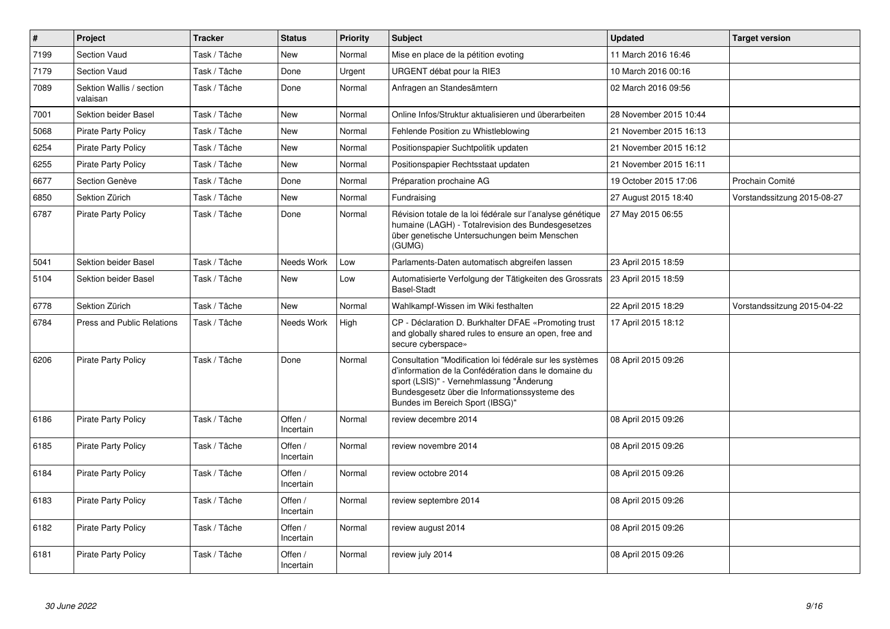| # | Project | Tracker | Status | Priority | Subject | Updated | Target version |
|---|---|---|---|---|---|---|---|
| 7199 | Section Vaud | Task / Tâche | New | Normal | Mise en place de la pétition evoting | 11 March 2016 16:46 | |
| 7179 | Section Vaud | Task / Tâche | Done | Urgent | URGENT débat pour la RIE3 | 10 March 2016 00:16 | |
| 7089 | Sektion Wallis / section valaisan | Task / Tâche | Done | Normal | Anfragen an Standesämtern | 02 March 2016 09:56 | |
| 7001 | Sektion beider Basel | Task / Tâche | New | Normal | Online Infos/Struktur aktualisieren und überarbeiten | 28 November 2015 10:44 | |
| 5068 | Pirate Party Policy | Task / Tâche | New | Normal | Fehlende Position zu Whistleblowing | 21 November 2015 16:13 | |
| 6254 | Pirate Party Policy | Task / Tâche | New | Normal | Positionspapier Suchtpolitik updaten | 21 November 2015 16:12 | |
| 6255 | Pirate Party Policy | Task / Tâche | New | Normal | Positionspapier Rechtsstaat updaten | 21 November 2015 16:11 | |
| 6677 | Section Genève | Task / Tâche | Done | Normal | Préparation prochaine AG | 19 October 2015 17:06 | Prochain Comité |
| 6850 | Sektion Zürich | Task / Tâche | New | Normal | Fundraising | 27 August 2015 18:40 | Vorstandssitzung 2015-08-27 |
| 6787 | Pirate Party Policy | Task / Tâche | Done | Normal | Révision totale de la loi fédérale sur l'analyse génétique humaine (LAGH) - Totalrevision des Bundesgesetzes über genetische Untersuchungen beim Menschen (GUMG) | 27 May 2015 06:55 | |
| 5041 | Sektion beider Basel | Task / Tâche | Needs Work | Low | Parlaments-Daten automatisch abgreifen lassen | 23 April 2015 18:59 | |
| 5104 | Sektion beider Basel | Task / Tâche | New | Low | Automatisierte Verfolgung der Tätigkeiten des Grossrats Basel-Stadt | 23 April 2015 18:59 | |
| 6778 | Sektion Zürich | Task / Tâche | New | Normal | Wahlkampf-Wissen im Wiki festhalten | 22 April 2015 18:29 | Vorstandssitzung 2015-04-22 |
| 6784 | Press and Public Relations | Task / Tâche | Needs Work | High | CP - Déclaration D. Burkhalter DFAE «Promoting trust and globally shared rules to ensure an open, free and secure cyberspace» | 17 April 2015 18:12 | |
| 6206 | Pirate Party Policy | Task / Tâche | Done | Normal | Consultation "Modification loi fédérale sur les systèmes d'information de la Confédération dans le domaine du sport (LSIS)" - Vernehmlassung "Änderung Bundesgesetz über die Informationssysteme des Bundes im Bereich Sport (IBSG)" | 08 April 2015 09:26 | |
| 6186 | Pirate Party Policy | Task / Tâche | Offen / Incertain | Normal | review decembre 2014 | 08 April 2015 09:26 | |
| 6185 | Pirate Party Policy | Task / Tâche | Offen / Incertain | Normal | review novembre 2014 | 08 April 2015 09:26 | |
| 6184 | Pirate Party Policy | Task / Tâche | Offen / Incertain | Normal | review octobre 2014 | 08 April 2015 09:26 | |
| 6183 | Pirate Party Policy | Task / Tâche | Offen / Incertain | Normal | review septembre 2014 | 08 April 2015 09:26 | |
| 6182 | Pirate Party Policy | Task / Tâche | Offen / Incertain | Normal | review august 2014 | 08 April 2015 09:26 | |
| 6181 | Pirate Party Policy | Task / Tâche | Offen / Incertain | Normal | review july 2014 | 08 April 2015 09:26 | |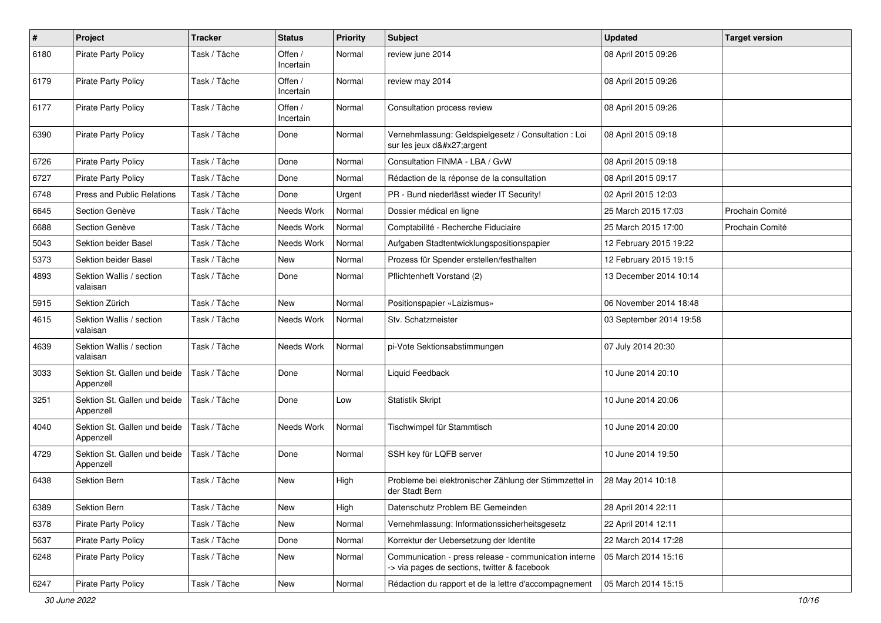| # | Project | Tracker | Status | Priority | Subject | Updated | Target version |
|---|---|---|---|---|---|---|---|
| 6180 | Pirate Party Policy | Task / Tâche | Offen / Incertain | Normal | review june 2014 | 08 April 2015 09:26 | |
| 6179 | Pirate Party Policy | Task / Tâche | Offen / Incertain | Normal | review may 2014 | 08 April 2015 09:26 | |
| 6177 | Pirate Party Policy | Task / Tâche | Offen / Incertain | Normal | Consultation process review | 08 April 2015 09:26 | |
| 6390 | Pirate Party Policy | Task / Tâche | Done | Normal | Vernehmlassung: Geldspielgesetz / Consultation : Loi sur les jeux d&#x27;argent | 08 April 2015 09:18 | |
| 6726 | Pirate Party Policy | Task / Tâche | Done | Normal | Consultation FINMA - LBA / GvW | 08 April 2015 09:18 | |
| 6727 | Pirate Party Policy | Task / Tâche | Done | Normal | Rédaction de la réponse de la consultation | 08 April 2015 09:17 | |
| 6748 | Press and Public Relations | Task / Tâche | Done | Urgent | PR - Bund niederlässt wieder IT Security! | 02 April 2015 12:03 | |
| 6645 | Section Genève | Task / Tâche | Needs Work | Normal | Dossier médical en ligne | 25 March 2015 17:03 | Prochain Comité |
| 6688 | Section Genève | Task / Tâche | Needs Work | Normal | Comptabilité - Recherche Fiduciaire | 25 March 2015 17:00 | Prochain Comité |
| 5043 | Sektion beider Basel | Task / Tâche | Needs Work | Normal | Aufgaben Stadtentwicklungspositionspapier | 12 February 2015 19:22 | |
| 5373 | Sektion beider Basel | Task / Tâche | New | Normal | Prozess für Spender erstellen/festhalten | 12 February 2015 19:15 | |
| 4893 | Sektion Wallis / section valaisan | Task / Tâche | Done | Normal | Pflichtenheft Vorstand (2) | 13 December 2014 10:14 | |
| 5915 | Sektion Zürich | Task / Tâche | New | Normal | Positionspapier «Laizismus» | 06 November 2014 18:48 | |
| 4615 | Sektion Wallis / section valaisan | Task / Tâche | Needs Work | Normal | Stv. Schatzmeister | 03 September 2014 19:58 | |
| 4639 | Sektion Wallis / section valaisan | Task / Tâche | Needs Work | Normal | pi-Vote Sektionsabstimmungen | 07 July 2014 20:30 | |
| 3033 | Sektion St. Gallen und beide Appenzell | Task / Tâche | Done | Normal | Liquid Feedback | 10 June 2014 20:10 | |
| 3251 | Sektion St. Gallen und beide Appenzell | Task / Tâche | Done | Low | Statistik Skript | 10 June 2014 20:06 | |
| 4040 | Sektion St. Gallen und beide Appenzell | Task / Tâche | Needs Work | Normal | Tischwimpel für Stammtisch | 10 June 2014 20:00 | |
| 4729 | Sektion St. Gallen und beide Appenzell | Task / Tâche | Done | Normal | SSH key für LQFB server | 10 June 2014 19:50 | |
| 6438 | Sektion Bern | Task / Tâche | New | High | Probleme bei elektronischer Zählung der Stimmzettel in der Stadt Bern | 28 May 2014 10:18 | |
| 6389 | Sektion Bern | Task / Tâche | New | High | Datenschutz Problem BE Gemeinden | 28 April 2014 22:11 | |
| 6378 | Pirate Party Policy | Task / Tâche | New | Normal | Vernehmlassung: Informationssicherheitsgesetz | 22 April 2014 12:11 | |
| 5637 | Pirate Party Policy | Task / Tâche | Done | Normal | Korrektur der Uebersetzung der Identite | 22 March 2014 17:28 | |
| 6248 | Pirate Party Policy | Task / Tâche | New | Normal | Communication - press release - communication interne -> via pages de sections, twitter & facebook | 05 March 2014 15:16 | |
| 6247 | Pirate Party Policy | Task / Tâche | New | Normal | Rédaction du rapport et de la lettre d'accompagnement | 05 March 2014 15:15 | |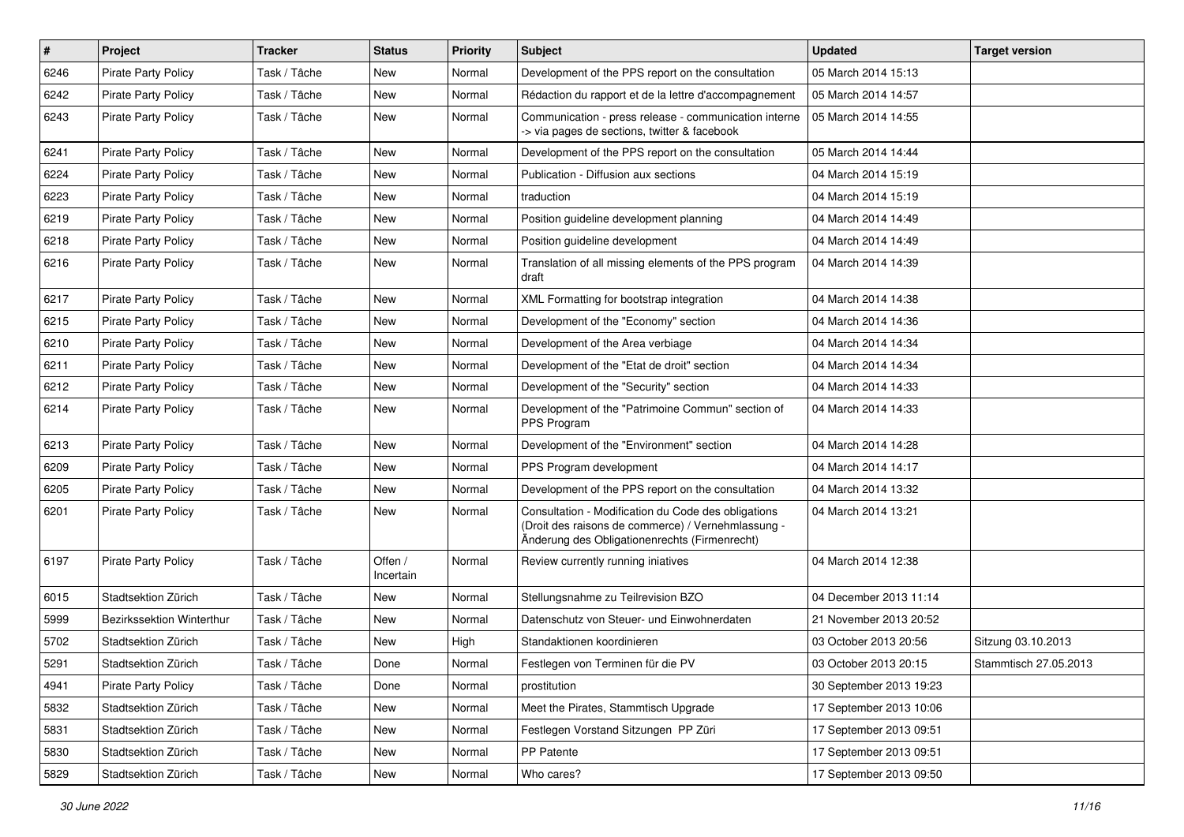| # | Project | Tracker | Status | Priority | Subject | Updated | Target version |
|---|---|---|---|---|---|---|---|
| 6246 | Pirate Party Policy | Task / Tâche | New | Normal | Development of the PPS report on the consultation | 05 March 2014 15:13 | |
| 6242 | Pirate Party Policy | Task / Tâche | New | Normal | Rédaction du rapport et de la lettre d'accompagnement | 05 March 2014 14:57 | |
| 6243 | Pirate Party Policy | Task / Tâche | New | Normal | Communication - press release - communication interne -> via pages de sections, twitter & facebook | 05 March 2014 14:55 | |
| 6241 | Pirate Party Policy | Task / Tâche | New | Normal | Development of the PPS report on the consultation | 05 March 2014 14:44 | |
| 6224 | Pirate Party Policy | Task / Tâche | New | Normal | Publication - Diffusion aux sections | 04 March 2014 15:19 | |
| 6223 | Pirate Party Policy | Task / Tâche | New | Normal | traduction | 04 March 2014 15:19 | |
| 6219 | Pirate Party Policy | Task / Tâche | New | Normal | Position guideline development planning | 04 March 2014 14:49 | |
| 6218 | Pirate Party Policy | Task / Tâche | New | Normal | Position guideline development | 04 March 2014 14:49 | |
| 6216 | Pirate Party Policy | Task / Tâche | New | Normal | Translation of all missing elements of the PPS program draft | 04 March 2014 14:39 | |
| 6217 | Pirate Party Policy | Task / Tâche | New | Normal | XML Formatting for bootstrap integration | 04 March 2014 14:38 | |
| 6215 | Pirate Party Policy | Task / Tâche | New | Normal | Development of the "Economy" section | 04 March 2014 14:36 | |
| 6210 | Pirate Party Policy | Task / Tâche | New | Normal | Development of the Area verbiage | 04 March 2014 14:34 | |
| 6211 | Pirate Party Policy | Task / Tâche | New | Normal | Development of the "Etat de droit" section | 04 March 2014 14:34 | |
| 6212 | Pirate Party Policy | Task / Tâche | New | Normal | Development of the "Security" section | 04 March 2014 14:33 | |
| 6214 | Pirate Party Policy | Task / Tâche | New | Normal | Development of the "Patrimoine Commun" section of PPS Program | 04 March 2014 14:33 | |
| 6213 | Pirate Party Policy | Task / Tâche | New | Normal | Development of the "Environment" section | 04 March 2014 14:28 | |
| 6209 | Pirate Party Policy | Task / Tâche | New | Normal | PPS Program development | 04 March 2014 14:17 | |
| 6205 | Pirate Party Policy | Task / Tâche | New | Normal | Development of the PPS report on the consultation | 04 March 2014 13:32 | |
| 6201 | Pirate Party Policy | Task / Tâche | New | Normal | Consultation - Modification du Code des obligations (Droit des raisons de commerce) / Vernehmlassung - Änderung des Obligationenrechts (Firmenrecht) | 04 March 2014 13:21 | |
| 6197 | Pirate Party Policy | Task / Tâche | Offen / Incertain | Normal | Review currently running iniatives | 04 March 2014 12:38 | |
| 6015 | Stadtsektion Zürich | Task / Tâche | New | Normal | Stellungsnahme zu Teilrevision BZO | 04 December 2013 11:14 | |
| 5999 | Bezirkssektion Winterthur | Task / Tâche | New | Normal | Datenschutz von Steuer- und Einwohnerdaten | 21 November 2013 20:52 | |
| 5702 | Stadtsektion Zürich | Task / Tâche | New | High | Standaktionen koordinieren | 03 October 2013 20:56 | Sitzung 03.10.2013 |
| 5291 | Stadtsektion Zürich | Task / Tâche | Done | Normal | Festlegen von Terminen für die PV | 03 October 2013 20:15 | Stammtisch 27.05.2013 |
| 4941 | Pirate Party Policy | Task / Tâche | Done | Normal | prostitution | 30 September 2013 19:23 | |
| 5832 | Stadtsektion Zürich | Task / Tâche | New | Normal | Meet the Pirates, Stammtisch Upgrade | 17 September 2013 10:06 | |
| 5831 | Stadtsektion Zürich | Task / Tâche | New | Normal | Festlegen Vorstand Sitzungen PP Züri | 17 September 2013 09:51 | |
| 5830 | Stadtsektion Zürich | Task / Tâche | New | Normal | PP Patente | 17 September 2013 09:51 | |
| 5829 | Stadtsektion Zürich | Task / Tâche | New | Normal | Who cares? | 17 September 2013 09:50 | |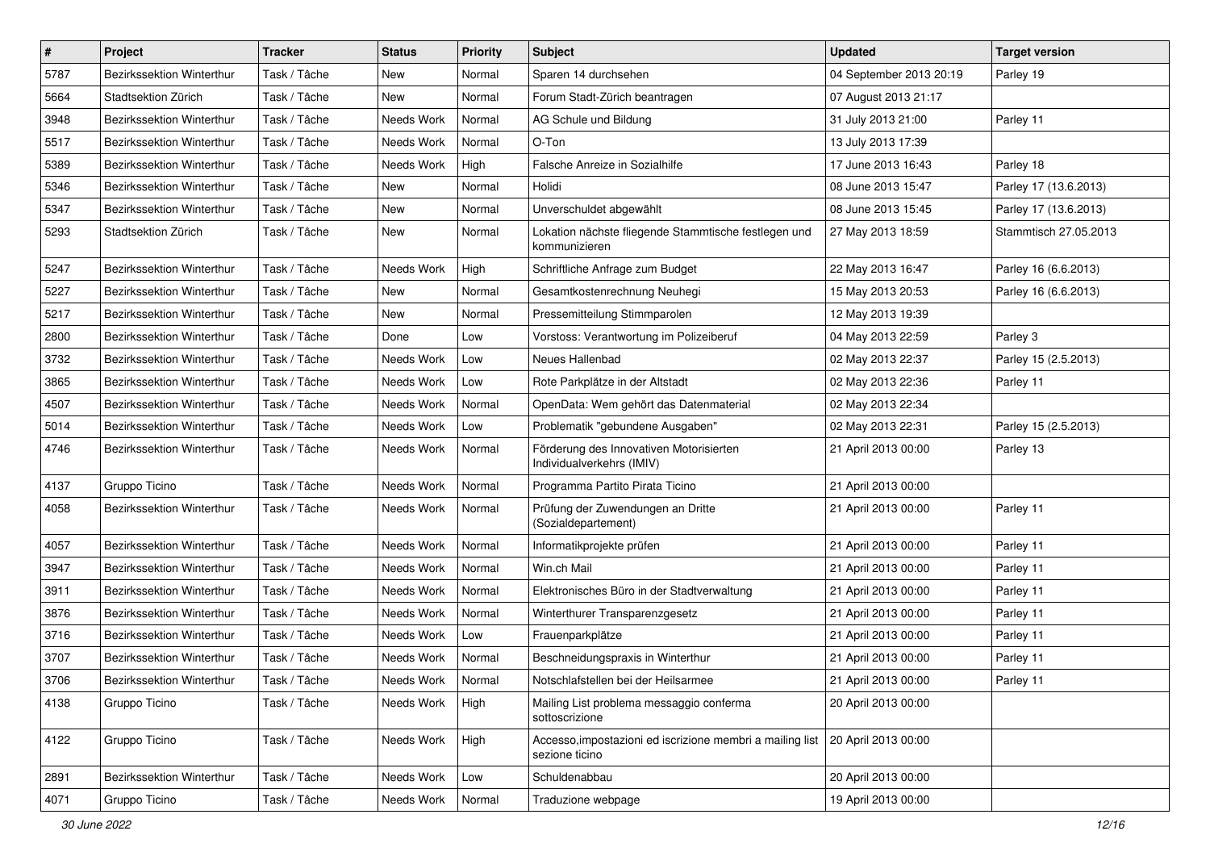| # | Project | Tracker | Status | Priority | Subject | Updated | Target version |
|---|---|---|---|---|---|---|---|
| 5787 | Bezirkssektion Winterthur | Task / Tâche | New | Normal | Sparen 14 durchsehen | 04 September 2013 20:19 | Parley 19 |
| 5664 | Stadtsektion Zürich | Task / Tâche | New | Normal | Forum Stadt-Zürich beantragen | 07 August 2013 21:17 | |
| 3948 | Bezirkssektion Winterthur | Task / Tâche | Needs Work | Normal | AG Schule und Bildung | 31 July 2013 21:00 | Parley 11 |
| 5517 | Bezirkssektion Winterthur | Task / Tâche | Needs Work | Normal | O-Ton | 13 July 2013 17:39 | |
| 5389 | Bezirkssektion Winterthur | Task / Tâche | Needs Work | High | Falsche Anreize in Sozialhilfe | 17 June 2013 16:43 | Parley 18 |
| 5346 | Bezirkssektion Winterthur | Task / Tâche | New | Normal | Holidi | 08 June 2013 15:47 | Parley 17 (13.6.2013) |
| 5347 | Bezirkssektion Winterthur | Task / Tâche | New | Normal | Unverschuldet abgewählt | 08 June 2013 15:45 | Parley 17 (13.6.2013) |
| 5293 | Stadtsektion Zürich | Task / Tâche | New | Normal | Lokation nächste fliegende Stammtische festlegen und kommunizieren | 27 May 2013 18:59 | Stammtisch 27.05.2013 |
| 5247 | Bezirkssektion Winterthur | Task / Tâche | Needs Work | High | Schriftliche Anfrage zum Budget | 22 May 2013 16:47 | Parley 16 (6.6.2013) |
| 5227 | Bezirkssektion Winterthur | Task / Tâche | New | Normal | Gesamtkostenrechnung Neuhegi | 15 May 2013 20:53 | Parley 16 (6.6.2013) |
| 5217 | Bezirkssektion Winterthur | Task / Tâche | New | Normal | Pressemitteilung Stimmparolen | 12 May 2013 19:39 | |
| 2800 | Bezirkssektion Winterthur | Task / Tâche | Done | Low | Vorstoss: Verantwortung im Polizeiberuf | 04 May 2013 22:59 | Parley 3 |
| 3732 | Bezirkssektion Winterthur | Task / Tâche | Needs Work | Low | Neues Hallenbad | 02 May 2013 22:37 | Parley 15 (2.5.2013) |
| 3865 | Bezirkssektion Winterthur | Task / Tâche | Needs Work | Low | Rote Parkplätze in der Altstadt | 02 May 2013 22:36 | Parley 11 |
| 4507 | Bezirkssektion Winterthur | Task / Tâche | Needs Work | Normal | OpenData: Wem gehört das Datenmaterial | 02 May 2013 22:34 | |
| 5014 | Bezirkssektion Winterthur | Task / Tâche | Needs Work | Low | Problematik "gebundene Ausgaben" | 02 May 2013 22:31 | Parley 15 (2.5.2013) |
| 4746 | Bezirkssektion Winterthur | Task / Tâche | Needs Work | Normal | Förderung des Innovativen Motorisierten Individualverkehrs (IMIV) | 21 April 2013 00:00 | Parley 13 |
| 4137 | Gruppo Ticino | Task / Tâche | Needs Work | Normal | Programma Partito Pirata Ticino | 21 April 2013 00:00 | |
| 4058 | Bezirkssektion Winterthur | Task / Tâche | Needs Work | Normal | Prüfung der Zuwendungen an Dritte (Sozialdepartement) | 21 April 2013 00:00 | Parley 11 |
| 4057 | Bezirkssektion Winterthur | Task / Tâche | Needs Work | Normal | Informatikprojekte prüfen | 21 April 2013 00:00 | Parley 11 |
| 3947 | Bezirkssektion Winterthur | Task / Tâche | Needs Work | Normal | Win.ch Mail | 21 April 2013 00:00 | Parley 11 |
| 3911 | Bezirkssektion Winterthur | Task / Tâche | Needs Work | Normal | Elektronisches Büro in der Stadtverwaltung | 21 April 2013 00:00 | Parley 11 |
| 3876 | Bezirkssektion Winterthur | Task / Tâche | Needs Work | Normal | Winterthurer Transparenzgesetz | 21 April 2013 00:00 | Parley 11 |
| 3716 | Bezirkssektion Winterthur | Task / Tâche | Needs Work | Low | Frauenparkplätze | 21 April 2013 00:00 | Parley 11 |
| 3707 | Bezirkssektion Winterthur | Task / Tâche | Needs Work | Normal | Beschneidungspraxis in Winterthur | 21 April 2013 00:00 | Parley 11 |
| 3706 | Bezirkssektion Winterthur | Task / Tâche | Needs Work | Normal | Notschlafstellen bei der Heilsarmee | 21 April 2013 00:00 | Parley 11 |
| 4138 | Gruppo Ticino | Task / Tâche | Needs Work | High | Mailing List problema messaggio conferma sottoscrizione | 20 April 2013 00:00 | |
| 4122 | Gruppo Ticino | Task / Tâche | Needs Work | High | Accesso,impostazioni ed iscrizione membri a mailing list sezione ticino | 20 April 2013 00:00 | |
| 2891 | Bezirkssektion Winterthur | Task / Tâche | Needs Work | Low | Schuldenabbau | 20 April 2013 00:00 | |
| 4071 | Gruppo Ticino | Task / Tâche | Needs Work | Normal | Traduzione webpage | 19 April 2013 00:00 | |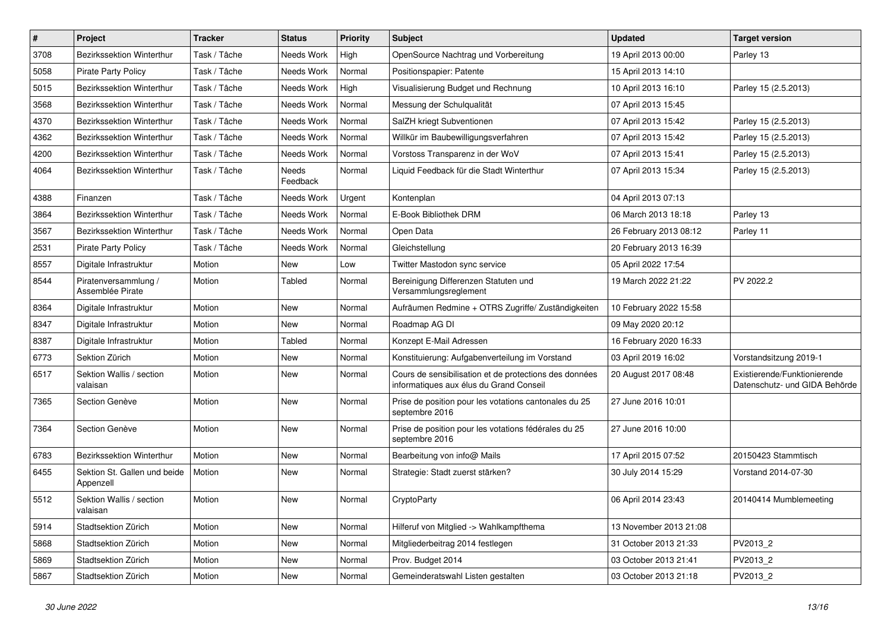| # | Project | Tracker | Status | Priority | Subject | Updated | Target version |
|---|---|---|---|---|---|---|---|
| 3708 | Bezirkssektion Winterthur | Task / Tâche | Needs Work | High | OpenSource Nachtrag und Vorbereitung | 19 April 2013 00:00 | Parley 13 |
| 5058 | Pirate Party Policy | Task / Tâche | Needs Work | Normal | Positionspapier: Patente | 15 April 2013 14:10 | |
| 5015 | Bezirkssektion Winterthur | Task / Tâche | Needs Work | High | Visualisierung Budget und Rechnung | 10 April 2013 16:10 | Parley 15 (2.5.2013) |
| 3568 | Bezirkssektion Winterthur | Task / Tâche | Needs Work | Normal | Messung der Schulqualität | 07 April 2013 15:45 | |
| 4370 | Bezirkssektion Winterthur | Task / Tâche | Needs Work | Normal | SalZH kriegt Subventionen | 07 April 2013 15:42 | Parley 15 (2.5.2013) |
| 4362 | Bezirkssektion Winterthur | Task / Tâche | Needs Work | Normal | Willkür im Baubewilligungsverfahren | 07 April 2013 15:42 | Parley 15 (2.5.2013) |
| 4200 | Bezirkssektion Winterthur | Task / Tâche | Needs Work | Normal | Vorstoss Transparenz in der WoV | 07 April 2013 15:41 | Parley 15 (2.5.2013) |
| 4064 | Bezirkssektion Winterthur | Task / Tâche | Needs Feedback | Normal | Liquid Feedback für die Stadt Winterthur | 07 April 2013 15:34 | Parley 15 (2.5.2013) |
| 4388 | Finanzen | Task / Tâche | Needs Work | Urgent | Kontenplan | 04 April 2013 07:13 | |
| 3864 | Bezirkssektion Winterthur | Task / Tâche | Needs Work | Normal | E-Book Bibliothek DRM | 06 March 2013 18:18 | Parley 13 |
| 3567 | Bezirkssektion Winterthur | Task / Tâche | Needs Work | Normal | Open Data | 26 February 2013 08:12 | Parley 11 |
| 2531 | Pirate Party Policy | Task / Tâche | Needs Work | Normal | Gleichstellung | 20 February 2013 16:39 | |
| 8557 | Digitale Infrastruktur | Motion | New | Low | Twitter Mastodon sync service | 05 April 2022 17:54 | |
| 8544 | Piratenversammlung / Assemblée Pirate | Motion | Tabled | Normal | Bereinigung Differenzen Statuten und Versammlungsreglement | 19 March 2022 21:22 | PV 2022.2 |
| 8364 | Digitale Infrastruktur | Motion | New | Normal | Aufräumen Redmine + OTRS Zugriffe/ Zuständigkeiten | 10 February 2022 15:58 | |
| 8347 | Digitale Infrastruktur | Motion | New | Normal | Roadmap AG DI | 09 May 2020 20:12 | |
| 8387 | Digitale Infrastruktur | Motion | Tabled | Normal | Konzept E-Mail Adressen | 16 February 2020 16:33 | |
| 6773 | Sektion Zürich | Motion | New | Normal | Konstituierung: Aufgabenverteilung im Vorstand | 03 April 2019 16:02 | Vorstandsitzung 2019-1 |
| 6517 | Sektion Wallis / section valaisan | Motion | New | Normal | Cours de sensibilisation et de protections des données informatiques aux élus du Grand Conseil | 20 August 2017 08:48 | Existierende/Funktionierende Datenschutz- und GIDA Behörde |
| 7365 | Section Genève | Motion | New | Normal | Prise de position pour les votations cantonales du 25 septembre 2016 | 27 June 2016 10:01 | |
| 7364 | Section Genève | Motion | New | Normal | Prise de position pour les votations fédérales du 25 septembre 2016 | 27 June 2016 10:00 | |
| 6783 | Bezirkssektion Winterthur | Motion | New | Normal | Bearbeitung von info@ Mails | 17 April 2015 07:52 | 20150423 Stammtisch |
| 6455 | Sektion St. Gallen und beide Appenzell | Motion | New | Normal | Strategie: Stadt zuerst stärken? | 30 July 2014 15:29 | Vorstand 2014-07-30 |
| 5512 | Sektion Wallis / section valaisan | Motion | New | Normal | CryptoParty | 06 April 2014 23:43 | 20140414 Mumblemeeting |
| 5914 | Stadtsektion Zürich | Motion | New | Normal | Hilferuf von Mitglied -> Wahlkampfthema | 13 November 2013 21:08 | |
| 5868 | Stadtsektion Zürich | Motion | New | Normal | Mitgliederbeitrag 2014 festlegen | 31 October 2013 21:33 | PV2013_2 |
| 5869 | Stadtsektion Zürich | Motion | New | Normal | Prov. Budget 2014 | 03 October 2013 21:41 | PV2013_2 |
| 5867 | Stadtsektion Zürich | Motion | New | Normal | Gemeinderatswahl Listen gestalten | 03 October 2013 21:18 | PV2013_2 |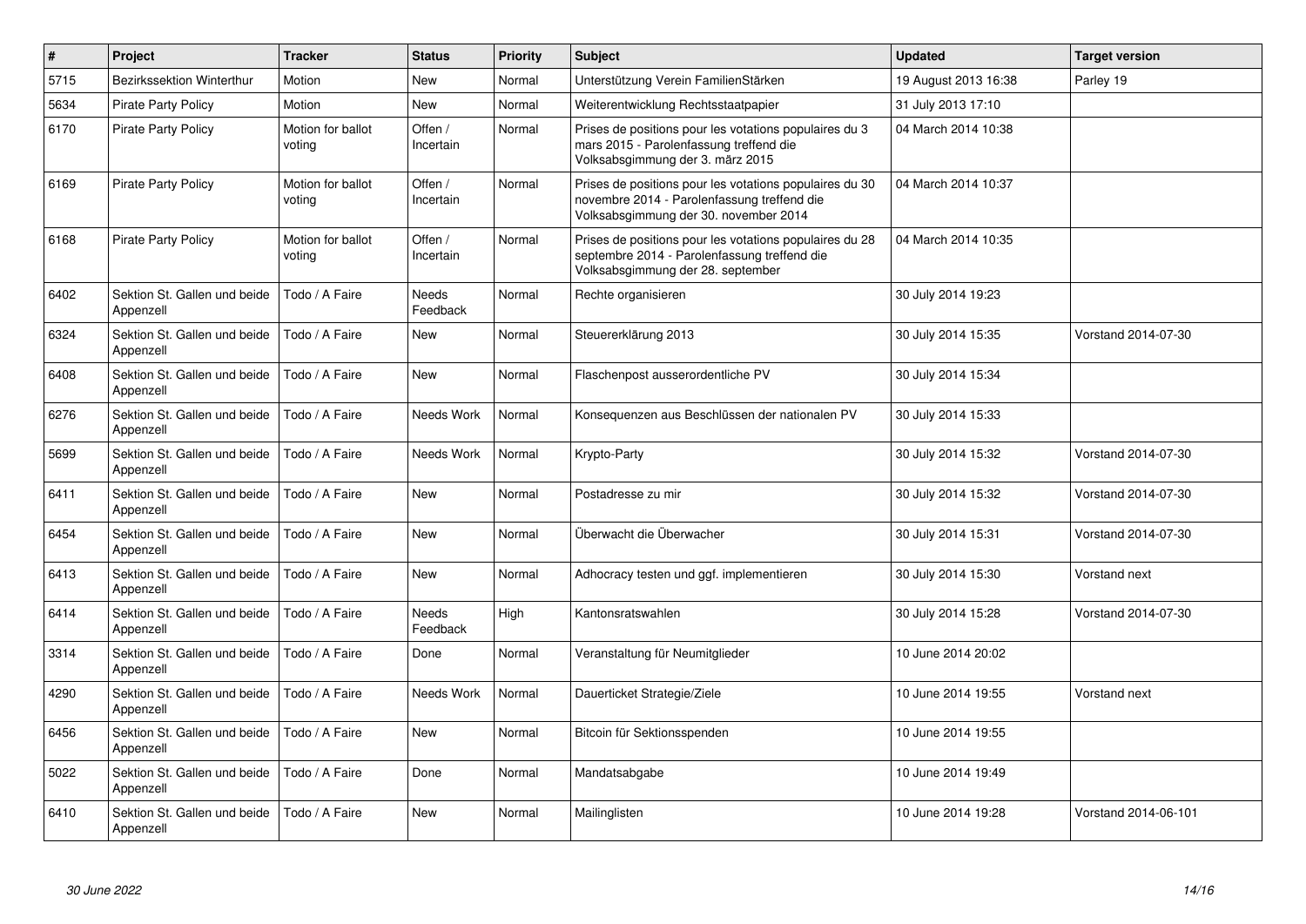| # | Project | Tracker | Status | Priority | Subject | Updated | Target version |
|---|---|---|---|---|---|---|---|
| 5715 | Bezirkssektion Winterthur | Motion | New | Normal | Unterstützung Verein FamilienStärken | 19 August 2013 16:38 | Parley 19 |
| 5634 | Pirate Party Policy | Motion | New | Normal | Weiterentwicklung Rechtsstaatpapier | 31 July 2013 17:10 | |
| 6170 | Pirate Party Policy | Motion for ballot voting | Offen / Incertain | Normal | Prises de positions pour les votations populaires du 3 mars 2015 - Parolenfassung treffend die Volksabsgimmung der 3. märz 2015 | 04 March 2014 10:38 | |
| 6169 | Pirate Party Policy | Motion for ballot voting | Offen / Incertain | Normal | Prises de positions pour les votations populaires du 30 novembre 2014 - Parolenfassung treffend die Volksabsgimmung der 30. november 2014 | 04 March 2014 10:37 | |
| 6168 | Pirate Party Policy | Motion for ballot voting | Offen / Incertain | Normal | Prises de positions pour les votations populaires du 28 septembre 2014 - Parolenfassung treffend die Volksabsgimmung der 28. september | 04 March 2014 10:35 | |
| 6402 | Sektion St. Gallen und beide Appenzell | Todo / A Faire | Needs Feedback | Normal | Rechte organisieren | 30 July 2014 19:23 | |
| 6324 | Sektion St. Gallen und beide Appenzell | Todo / A Faire | New | Normal | Steuererklärung 2013 | 30 July 2014 15:35 | Vorstand 2014-07-30 |
| 6408 | Sektion St. Gallen und beide Appenzell | Todo / A Faire | New | Normal | Flaschenpost ausserordentliche PV | 30 July 2014 15:34 | |
| 6276 | Sektion St. Gallen und beide Appenzell | Todo / A Faire | Needs Work | Normal | Konsequenzen aus Beschlüssen der nationalen PV | 30 July 2014 15:33 | |
| 5699 | Sektion St. Gallen und beide Appenzell | Todo / A Faire | Needs Work | Normal | Krypto-Party | 30 July 2014 15:32 | Vorstand 2014-07-30 |
| 6411 | Sektion St. Gallen und beide Appenzell | Todo / A Faire | New | Normal | Postadresse zu mir | 30 July 2014 15:32 | Vorstand 2014-07-30 |
| 6454 | Sektion St. Gallen und beide Appenzell | Todo / A Faire | New | Normal | Überwacht die Überwacher | 30 July 2014 15:31 | Vorstand 2014-07-30 |
| 6413 | Sektion St. Gallen und beide Appenzell | Todo / A Faire | New | Normal | Adhocracy testen und ggf. implementieren | 30 July 2014 15:30 | Vorstand next |
| 6414 | Sektion St. Gallen und beide Appenzell | Todo / A Faire | Needs Feedback | High | Kantonsratswahlen | 30 July 2014 15:28 | Vorstand 2014-07-30 |
| 3314 | Sektion St. Gallen und beide Appenzell | Todo / A Faire | Done | Normal | Veranstaltung für Neumitglieder | 10 June 2014 20:02 | |
| 4290 | Sektion St. Gallen und beide Appenzell | Todo / A Faire | Needs Work | Normal | Dauerticket Strategie/Ziele | 10 June 2014 19:55 | Vorstand next |
| 6456 | Sektion St. Gallen und beide Appenzell | Todo / A Faire | New | Normal | Bitcoin für Sektionsspenden | 10 June 2014 19:55 | |
| 5022 | Sektion St. Gallen und beide Appenzell | Todo / A Faire | Done | Normal | Mandatsabgabe | 10 June 2014 19:49 | |
| 6410 | Sektion St. Gallen und beide Appenzell | Todo / A Faire | New | Normal | Mailinglisten | 10 June 2014 19:28 | Vorstand 2014-06-101 |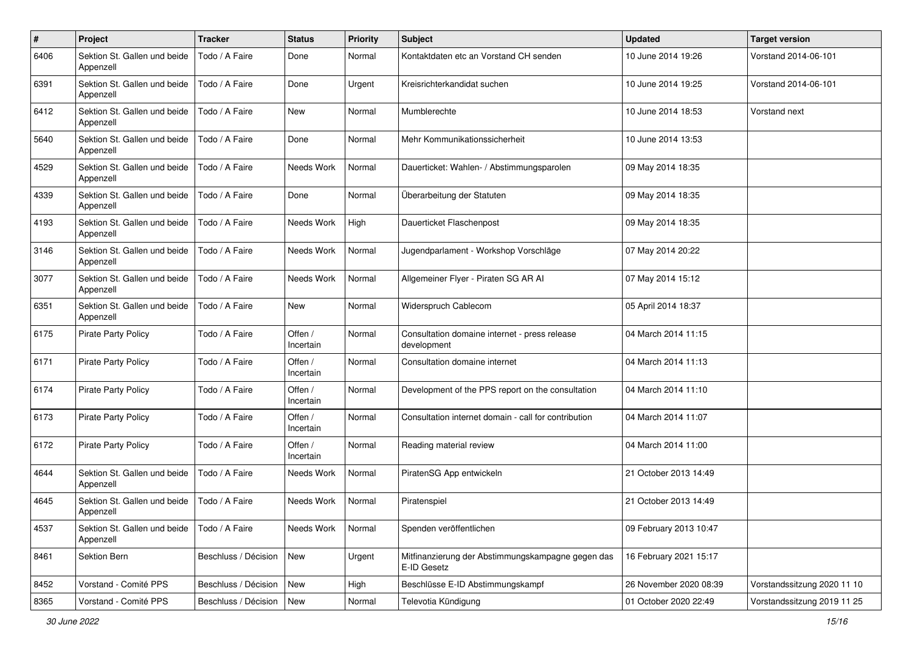| # | Project | Tracker | Status | Priority | Subject | Updated | Target version |
|---|---|---|---|---|---|---|---|
| 6406 | Sektion St. Gallen und beide Appenzell | Todo / A Faire | Done | Normal | Kontaktdaten etc an Vorstand CH senden | 10 June 2014 19:26 | Vorstand 2014-06-101 |
| 6391 | Sektion St. Gallen und beide Appenzell | Todo / A Faire | Done | Urgent | Kreisrichterkandidat suchen | 10 June 2014 19:25 | Vorstand 2014-06-101 |
| 6412 | Sektion St. Gallen und beide Appenzell | Todo / A Faire | New | Normal | Mumblerechte | 10 June 2014 18:53 | Vorstand next |
| 5640 | Sektion St. Gallen und beide Appenzell | Todo / A Faire | Done | Normal | Mehr Kommunikationssicherheit | 10 June 2014 13:53 | |
| 4529 | Sektion St. Gallen und beide Appenzell | Todo / A Faire | Needs Work | Normal | Dauerticket: Wahlen- / Abstimmungsparolen | 09 May 2014 18:35 | |
| 4339 | Sektion St. Gallen und beide Appenzell | Todo / A Faire | Done | Normal | Überarbeitung der Statuten | 09 May 2014 18:35 | |
| 4193 | Sektion St. Gallen und beide Appenzell | Todo / A Faire | Needs Work | High | Dauerticket Flaschenpost | 09 May 2014 18:35 | |
| 3146 | Sektion St. Gallen und beide Appenzell | Todo / A Faire | Needs Work | Normal | Jugendparlament - Workshop Vorschläge | 07 May 2014 20:22 | |
| 3077 | Sektion St. Gallen und beide Appenzell | Todo / A Faire | Needs Work | Normal | Allgemeiner Flyer - Piraten SG AR AI | 07 May 2014 15:12 | |
| 6351 | Sektion St. Gallen und beide Appenzell | Todo / A Faire | New | Normal | Widerspruch Cablecom | 05 April 2014 18:37 | |
| 6175 | Pirate Party Policy | Todo / A Faire | Offen / Incertain | Normal | Consultation domaine internet - press release development | 04 March 2014 11:15 | |
| 6171 | Pirate Party Policy | Todo / A Faire | Offen / Incertain | Normal | Consultation domaine internet | 04 March 2014 11:13 | |
| 6174 | Pirate Party Policy | Todo / A Faire | Offen / Incertain | Normal | Development of the PPS report on the consultation | 04 March 2014 11:10 | |
| 6173 | Pirate Party Policy | Todo / A Faire | Offen / Incertain | Normal | Consultation internet domain - call for contribution | 04 March 2014 11:07 | |
| 6172 | Pirate Party Policy | Todo / A Faire | Offen / Incertain | Normal | Reading material review | 04 March 2014 11:00 | |
| 4644 | Sektion St. Gallen und beide Appenzell | Todo / A Faire | Needs Work | Normal | PiratenSG App entwickeln | 21 October 2013 14:49 | |
| 4645 | Sektion St. Gallen und beide Appenzell | Todo / A Faire | Needs Work | Normal | Piratenspiel | 21 October 2013 14:49 | |
| 4537 | Sektion St. Gallen und beide Appenzell | Todo / A Faire | Needs Work | Normal | Spenden veröffentlichen | 09 February 2013 10:47 | |
| 8461 | Sektion Bern | Beschluss / Décision | New | Urgent | Mitfinanzierung der Abstimmungskampagne gegen das E-ID Gesetz | 16 February 2021 15:17 | |
| 8452 | Vorstand - Comité PPS | Beschluss / Décision | New | High | Beschlüsse E-ID Abstimmungskampf | 26 November 2020 08:39 | Vorstandssitzung 2020 11 10 |
| 8365 | Vorstand - Comité PPS | Beschluss / Décision | New | Normal | Televotia Kündigung | 01 October 2020 22:49 | Vorstandssitzung 2019 11 25 |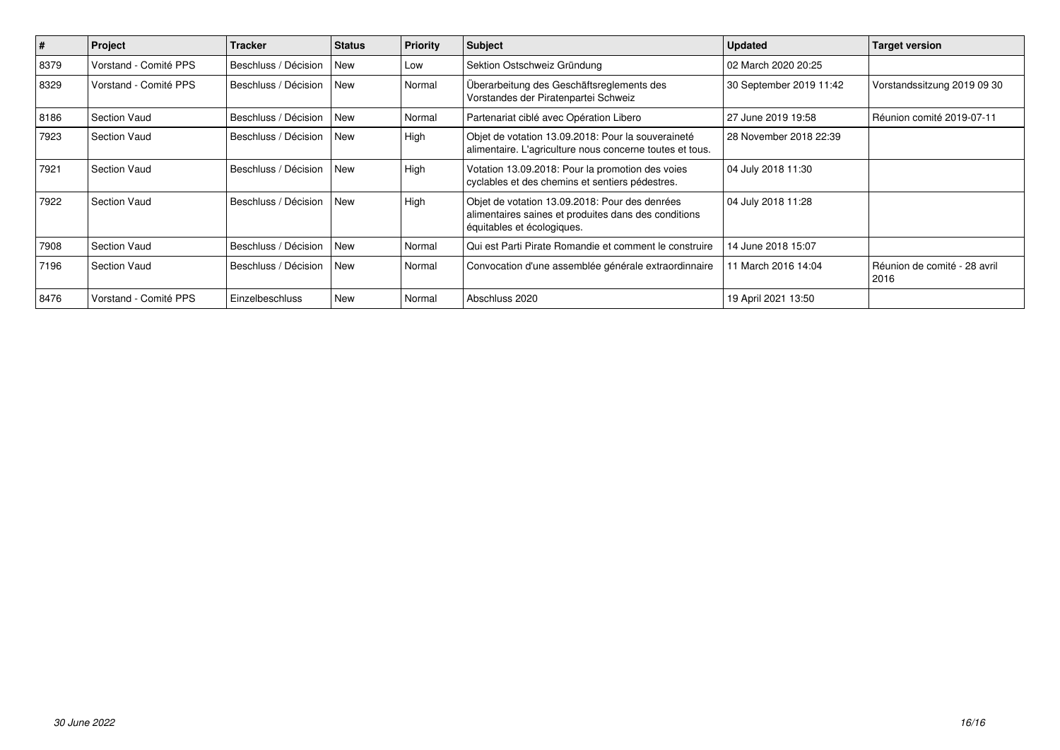| # | Project | Tracker | Status | Priority | Subject | Updated | Target version |
|---|---|---|---|---|---|---|---|
| 8379 | Vorstand - Comité PPS | Beschluss / Décision | New | Low | Sektion Ostschweiz Gründung | 02 March 2020 20:25 | |
| 8329 | Vorstand - Comité PPS | Beschluss / Décision | New | Normal | Überarbeitung des Geschäftsreglements des Vorstandes der Piratenpartei Schweiz | 30 September 2019 11:42 | Vorstandssitzung 2019 09 30 |
| 8186 | Section Vaud | Beschluss / Décision | New | Normal | Partenariat ciblé avec Opération Libero | 27 June 2019 19:58 | Réunion comité 2019-07-11 |
| 7923 | Section Vaud | Beschluss / Décision | New | High | Objet de votation 13.09.2018: Pour la souveraineté alimentaire. L'agriculture nous concerne toutes et tous. | 28 November 2018 22:39 | |
| 7921 | Section Vaud | Beschluss / Décision | New | High | Votation 13.09.2018: Pour la promotion des voies cyclables et des chemins et sentiers pédestres. | 04 July 2018 11:30 | |
| 7922 | Section Vaud | Beschluss / Décision | New | High | Objet de votation 13.09.2018: Pour des denrées alimentaires saines et produites dans des conditions équitables et écologiques. | 04 July 2018 11:28 | |
| 7908 | Section Vaud | Beschluss / Décision | New | Normal | Qui est Parti Pirate Romandie et comment le construire | 14 June 2018 15:07 | |
| 7196 | Section Vaud | Beschluss / Décision | New | Normal | Convocation d'une assemblée générale extraordinnaire | 11 March 2016 14:04 | Réunion de comité - 28 avril 2016 |
| 8476 | Vorstand - Comité PPS | Einzelbeschluss | New | Normal | Abschluss 2020 | 19 April 2021 13:50 | |